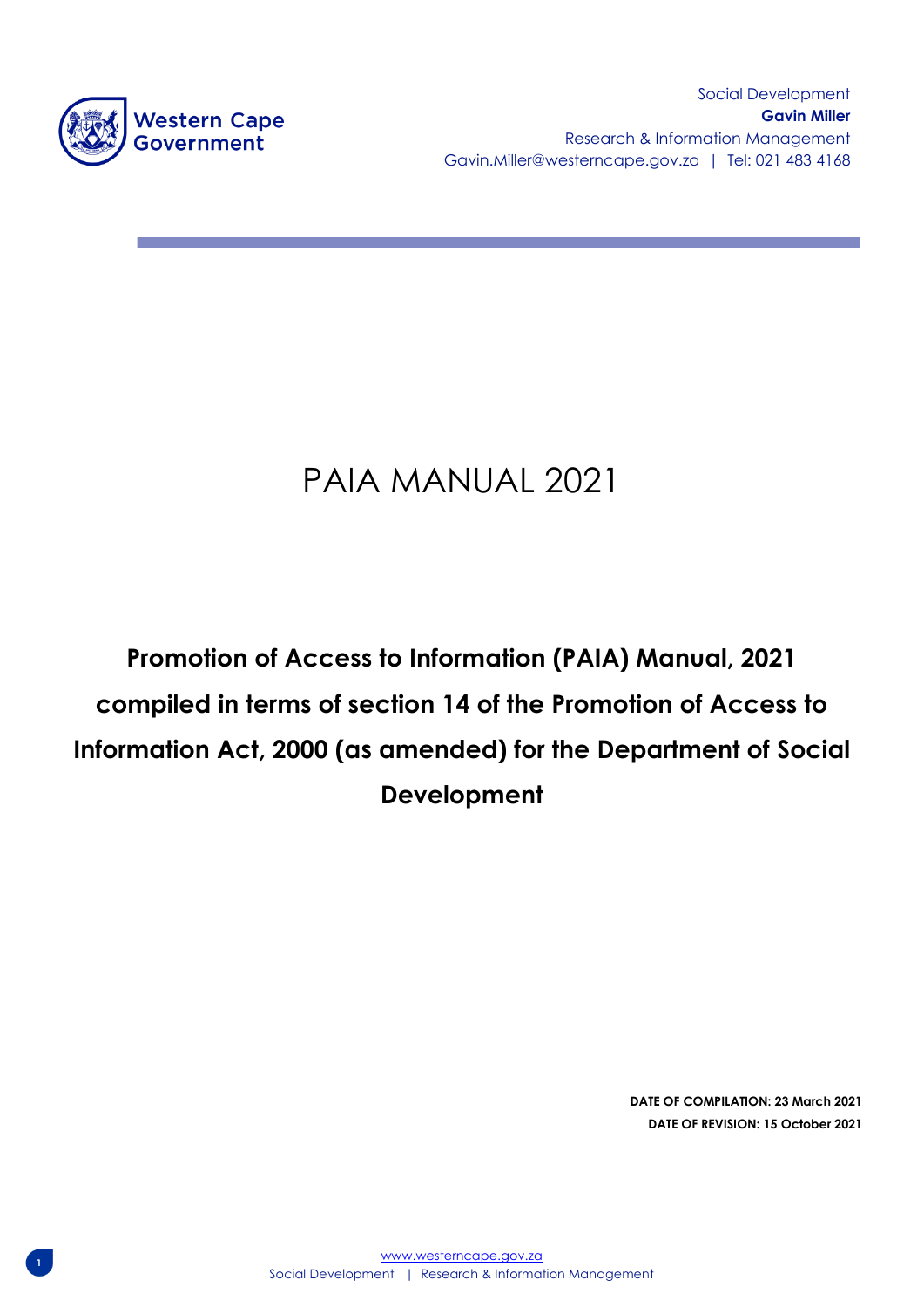Social Development
**Gavin Miller**
Research & Information Management
Gavin.Miller@westerncape.gov.za | Tel: 021 483 4168

# PAIA MANUAL 2021

**Promotion of Access to Information (PAIA) Manual, 2021 compiled in terms of section 14 of the Promotion of Access to Information Act, 2000 (as amended) for the Department of Social Development**

**DATE OF COMPILATION: 23 March 2021**
**DATE OF REVISION: 15 October 2021**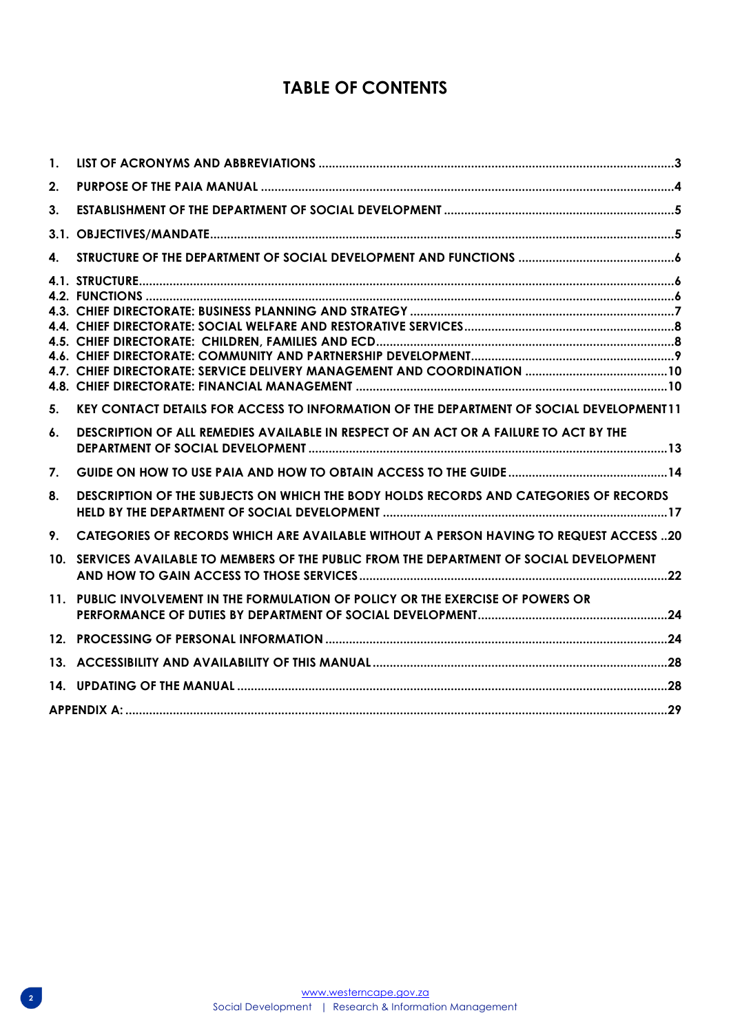# TABLE OF CONTENTS

| | | |
|---|---|---|
| 1. | LIST OF ACRONYMS AND ABBREVIATIONS | 3 |
| 2. | PURPOSE OF THE PAIA MANUAL | 4 |
| 3. | ESTABLISHMENT OF THE DEPARTMENT OF SOCIAL DEVELOPMENT | 5 |
| 3.1. | OBJECTIVES/MANDATE | 5 |
| 4. | STRUCTURE OF THE DEPARTMENT OF SOCIAL DEVELOPMENT AND FUNCTIONS | 6 |
| 4.1. | STRUCTURE | 6 |
| 4.2. | FUNCTIONS | 6 |
| 4.3. | CHIEF DIRECTORATE: BUSINESS PLANNING AND STRATEGY | 7 |
| 4.4. | CHIEF DIRECTORATE: SOCIAL WELFARE AND RESTORATIVE SERVICES | 8 |
| 4.5. | CHIEF DIRECTORATE: CHILDREN, FAMILIES AND ECD | 8 |
| 4.6. | CHIEF DIRECTORATE: COMMUNITY AND PARTNERSHIP DEVELOPMENT | 9 |
| 4.7. | CHIEF DIRECTORATE: SERVICE DELIVERY MANAGEMENT AND COORDINATION | 10 |
| 4.8. | CHIEF DIRECTORATE: FINANCIAL MANAGEMENT | 10 |
| 5. | KEY CONTACT DETAILS FOR ACCESS TO INFORMATION OF THE DEPARTMENT OF SOCIAL DEVELOPMENT | 11 |
| 6. | DESCRIPTION OF ALL REMEDIES AVAILABLE IN RESPECT OF AN ACT OR A FAILURE TO ACT BY THE DEPARTMENT OF SOCIAL DEVELOPMENT | 13 |
| 7. | GUIDE ON HOW TO USE PAIA AND HOW TO OBTAIN ACCESS TO THE GUIDE | 14 |
| 8. | DESCRIPTION OF THE SUBJECTS ON WHICH THE BODY HOLDS RECORDS AND CATEGORIES OF RECORDS HELD BY THE DEPARTMENT OF SOCIAL DEVELOPMENT | 17 |
| 9. | CATEGORIES OF RECORDS WHICH ARE AVAILABLE WITHOUT A PERSON HAVING TO REQUEST ACCESS | 20 |
| 10. | SERVICES AVAILABLE TO MEMBERS OF THE PUBLIC FROM THE DEPARTMENT OF SOCIAL DEVELOPMENT AND HOW TO GAIN ACCESS TO THOSE SERVICES | 22 |
| 11. | PUBLIC INVOLVEMENT IN THE FORMULATION OF POLICY OR THE EXERCISE OF POWERS OR PERFORMANCE OF DUTIES BY DEPARTMENT OF SOCIAL DEVELOPMENT | 24 |
| 12. | PROCESSING OF PERSONAL INFORMATION | 24 |
| 13. | ACCESSIBILITY AND AVAILABILITY OF THIS MANUAL | 28 |
| 14. | UPDATING OF THE MANUAL | 28 |
| | APPENDIX A: | 29 |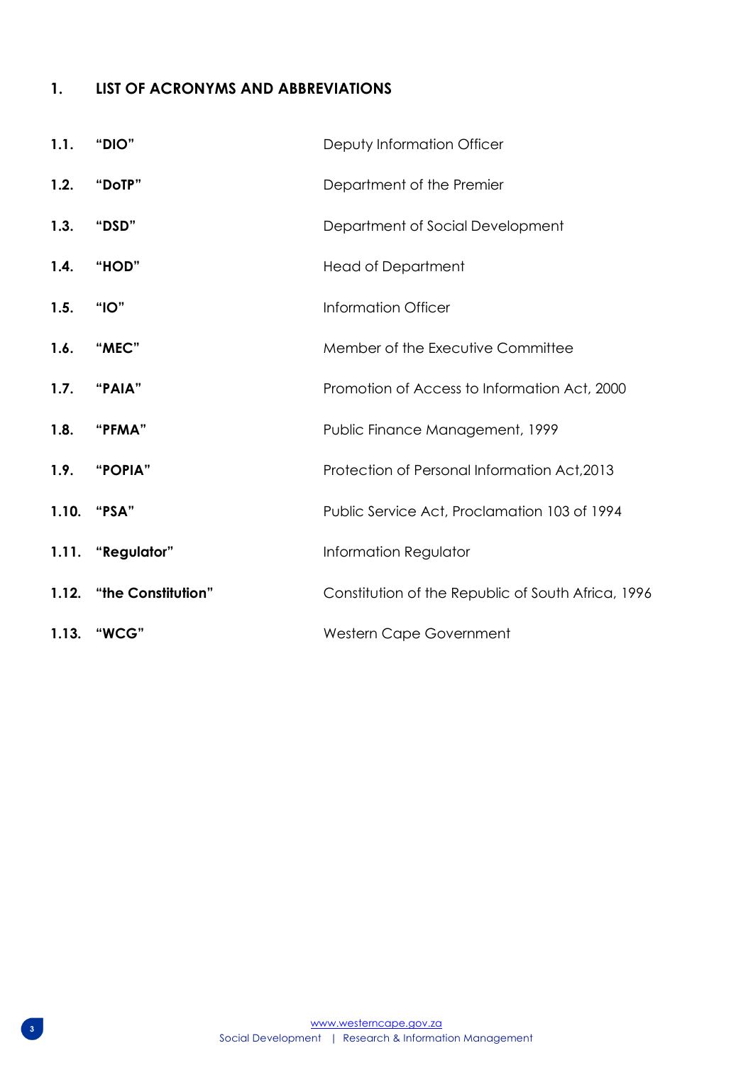## 1. LIST OF ACRONYMS AND ABBREVIATIONS

| | | |
|---|---|---|
| **1.1.** | **“DIO”** | Deputy Information Officer |
| **1.2.** | **“DoTP”** | Department of the Premier |
| **1.3.** | **“DSD”** | Department of Social Development |
| **1.4.** | **“HOD”** | Head of Department |
| **1.5.** | **“IO”** | Information Officer |
| **1.6.** | **“MEC”** | Member of the Executive Committee |
| **1.7.** | **“PAIA”** | Promotion of Access to Information Act, 2000 |
| **1.8.** | **“PFMA”** | Public Finance Management, 1999 |
| **1.9.** | **“POPIA”** | Protection of Personal Information Act,2013 |
| **1.10.** | **“PSA”** | Public Service Act, Proclamation 103 of 1994 |
| **1.11.** | **“Regulator”** | Information Regulator |
| **1.12.** | **“the Constitution”** | Constitution of the Republic of South Africa, 1996 |
| **1.13.** | **“WCG”** | Western Cape Government |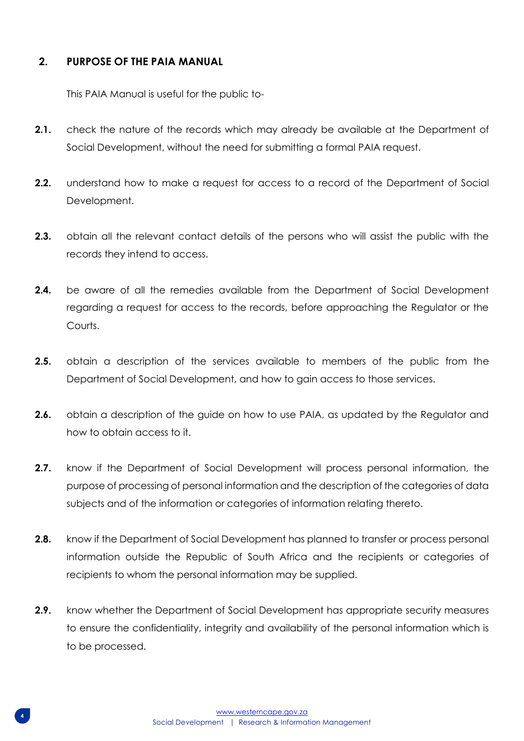## 2. PURPOSE OF THE PAIA MANUAL

This PAIA Manual is useful for the public to-

**2.1.** check the nature of the records which may already be available at the Department of Social Development, without the need for submitting a formal PAIA request.

**2.2.** understand how to make a request for access to a record of the Department of Social Development.

**2.3.** obtain all the relevant contact details of the persons who will assist the public with the records they intend to access.

**2.4.** be aware of all the remedies available from the Department of Social Development regarding a request for access to the records, before approaching the Regulator or the Courts.

**2.5.** obtain a description of the services available to members of the public from the Department of Social Development, and how to gain access to those services.

**2.6.** obtain a description of the guide on how to use PAIA, as updated by the Regulator and how to obtain access to it.

**2.7.** know if the Department of Social Development will process personal information, the purpose of processing of personal information and the description of the categories of data subjects and of the information or categories of information relating thereto.

**2.8.** know if the Department of Social Development has planned to transfer or process personal information outside the Republic of South Africa and the recipients or categories of recipients to whom the personal information may be supplied.

**2.9.** know whether the Department of Social Development has appropriate security measures to ensure the confidentiality, integrity and availability of the personal information which is to be processed.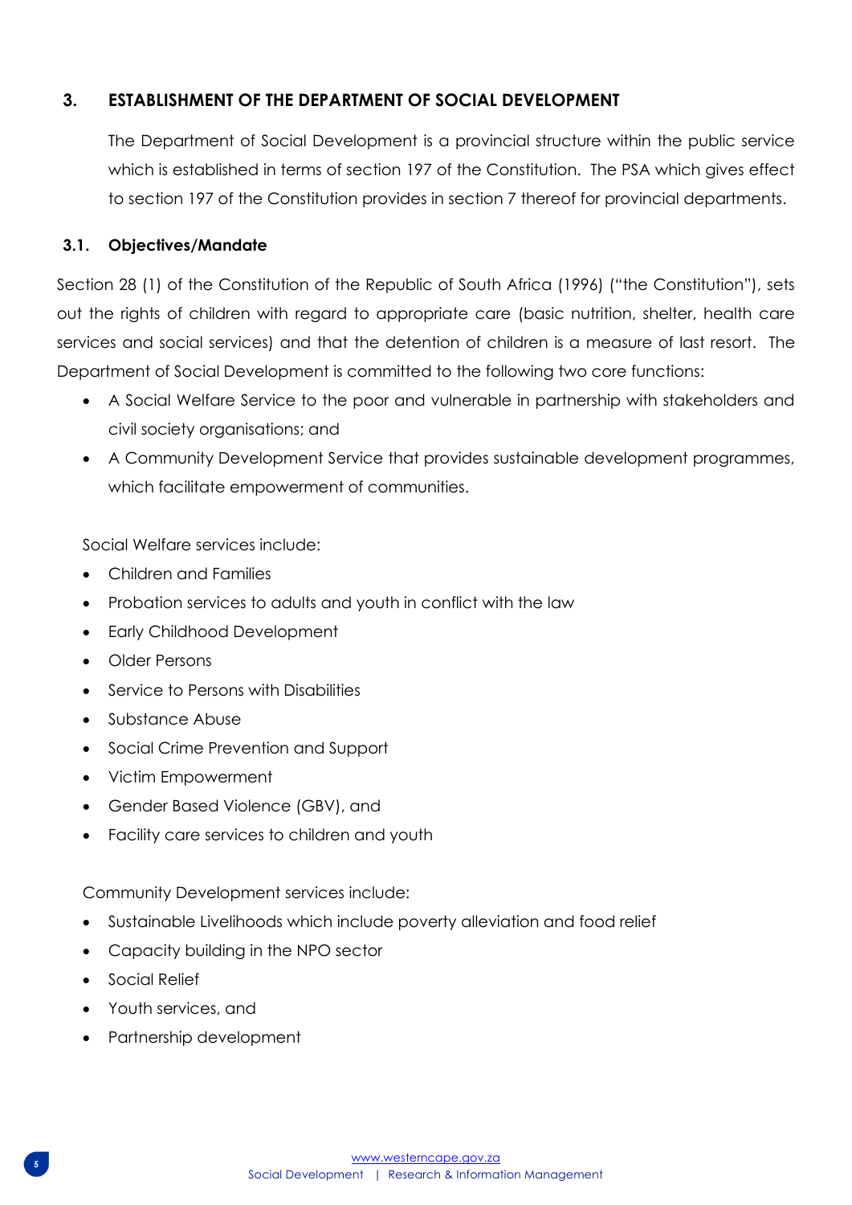## 3. ESTABLISHMENT OF THE DEPARTMENT OF SOCIAL DEVELOPMENT

The Department of Social Development is a provincial structure within the public service which is established in terms of section 197 of the Constitution. The PSA which gives effect to section 197 of the Constitution provides in section 7 thereof for provincial departments.

### 3.1. Objectives/Mandate

Section 28 (1) of the Constitution of the Republic of South Africa (1996) ("the Constitution"), sets out the rights of children with regard to appropriate care (basic nutrition, shelter, health care services and social services) and that the detention of children is a measure of last resort. The Department of Social Development is committed to the following two core functions:

- A Social Welfare Service to the poor and vulnerable in partnership with stakeholders and civil society organisations; and
- A Community Development Service that provides sustainable development programmes, which facilitate empowerment of communities.

Social Welfare services include:

- Children and Families
- Probation services to adults and youth in conflict with the law
- Early Childhood Development
- Older Persons
- Service to Persons with Disabilities
- Substance Abuse
- Social Crime Prevention and Support
- Victim Empowerment
- Gender Based Violence (GBV), and
- Facility care services to children and youth

Community Development services include:

- Sustainable Livelihoods which include poverty alleviation and food relief
- Capacity building in the NPO sector
- Social Relief
- Youth services, and
- Partnership development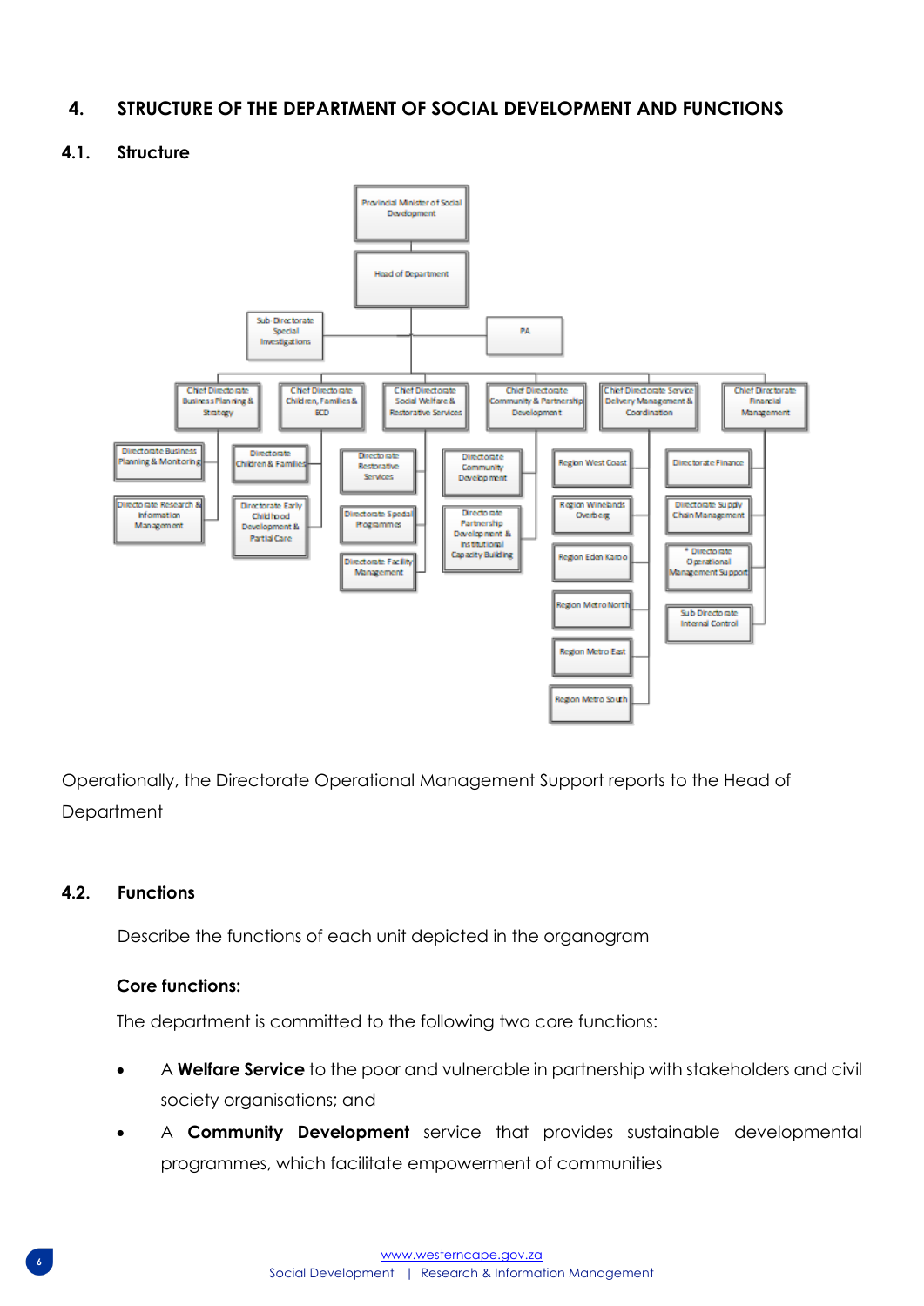## 4. STRUCTURE OF THE DEPARTMENT OF SOCIAL DEVELOPMENT AND FUNCTIONS

### 4.1. Structure

- Provincial Minister of Social Development
  - Head of Department
    - Sub Directorate Special Investigations
    - PA
    - Chief Directorate Business Planning & Strategy
      - Directorate Business Planning & Monitoring
      - Directorate Research & Information Management
    - Chief Directorate Children, Families & ECD
      - Directorate Children & Families
      - Directorate Early Childhood Development & Partial Care
    - Chief Directorate Social Welfare & Restorative Services
      - Directorate Restorative Services
      - Directorate Special Programmes
      - Directorate Facility Management
    - Chief Directorate Community & Partnership Development
      - Directorate Community Development
      - Directorate Partnership Development & Institutional Capacity Building
    - Chief Directorate Service Delivery Management & Coordination
      - Region West Coast
      - Region Winelands Overberg
      - Region Eden Karoo
      - Region Metro North
      - Region Metro East
      - Region Metro South
    - Chief Directorate Financial Management
      - Directorate Finance
      - Directorate Supply Chain Management
      - * Directorate Operational Management Support
      - Sub Directorate Internal Control

Operationally, the Directorate Operational Management Support reports to the Head of Department

### 4.2. Functions

Describe the functions of each unit depicted in the organogram

**Core functions:**

The department is committed to the following two core functions:

- A **Welfare Service** to the poor and vulnerable in partnership with stakeholders and civil society organisations; and
- A **Community Development** service that provides sustainable developmental programmes, which facilitate empowerment of communities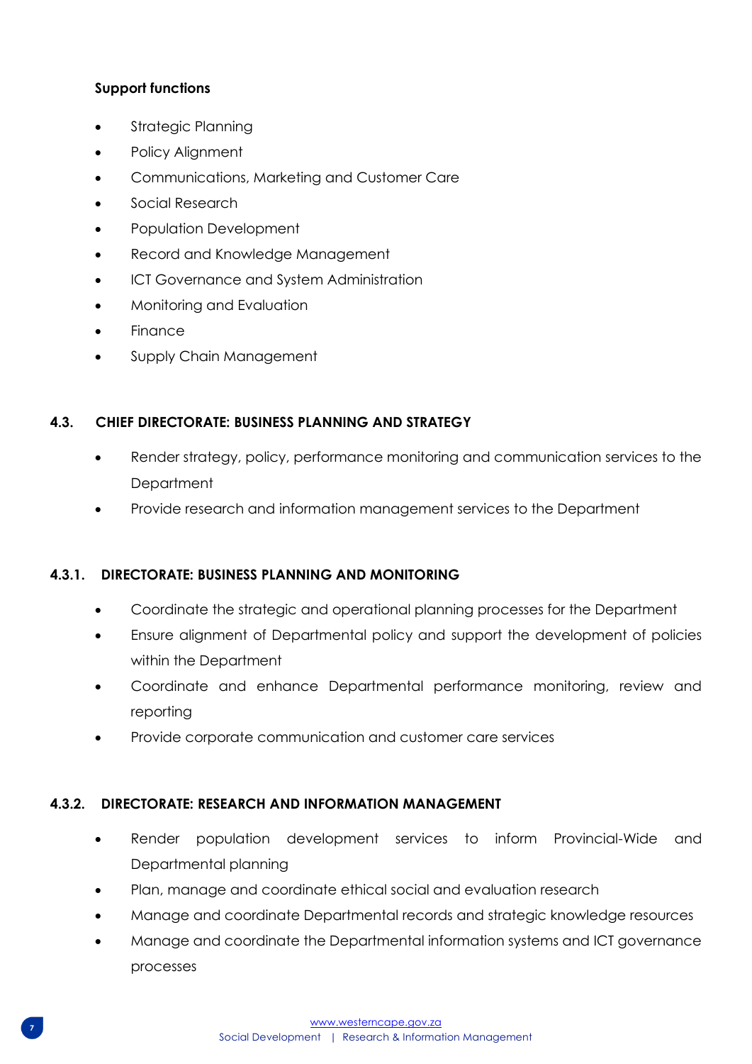**Support functions**

- Strategic Planning
- Policy Alignment
- Communications, Marketing and Customer Care
- Social Research
- Population Development
- Record and Knowledge Management
- ICT Governance and System Administration
- Monitoring and Evaluation
- Finance
- Supply Chain Management

## 4.3. CHIEF DIRECTORATE: BUSINESS PLANNING AND STRATEGY

- Render strategy, policy, performance monitoring and communication services to the Department
- Provide research and information management services to the Department

### 4.3.1. DIRECTORATE: BUSINESS PLANNING AND MONITORING

- Coordinate the strategic and operational planning processes for the Department
- Ensure alignment of Departmental policy and support the development of policies within the Department
- Coordinate and enhance Departmental performance monitoring, review and reporting
- Provide corporate communication and customer care services

### 4.3.2. DIRECTORATE: RESEARCH AND INFORMATION MANAGEMENT

- Render population development services to inform Provincial-Wide and Departmental planning
- Plan, manage and coordinate ethical social and evaluation research
- Manage and coordinate Departmental records and strategic knowledge resources
- Manage and coordinate the Departmental information systems and ICT governance processes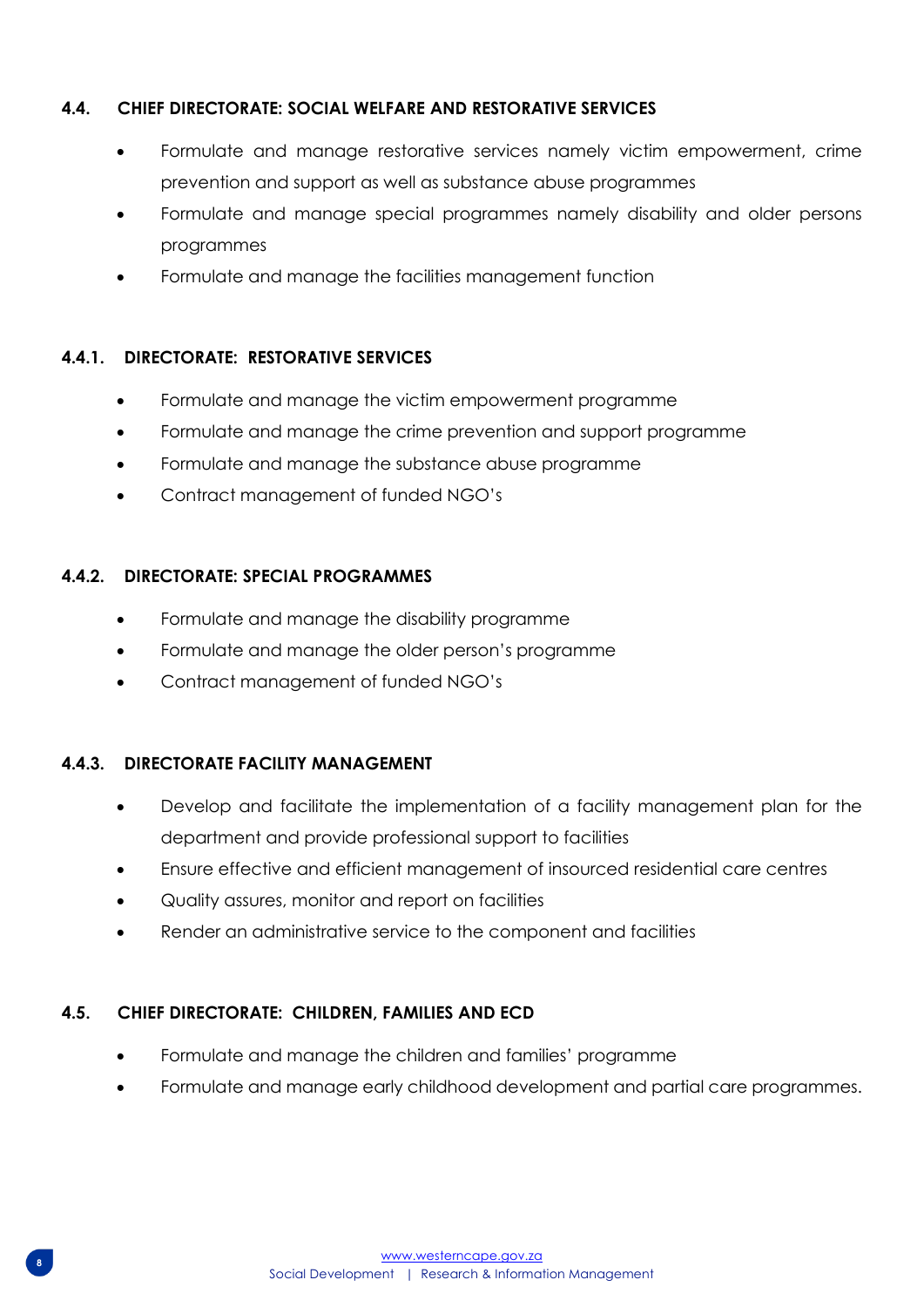## 4.4. CHIEF DIRECTORATE: SOCIAL WELFARE AND RESTORATIVE SERVICES

- Formulate and manage restorative services namely victim empowerment, crime prevention and support as well as substance abuse programmes
- Formulate and manage special programmes namely disability and older persons programmes
- Formulate and manage the facilities management function

### 4.4.1. DIRECTORATE: RESTORATIVE SERVICES

- Formulate and manage the victim empowerment programme
- Formulate and manage the crime prevention and support programme
- Formulate and manage the substance abuse programme
- Contract management of funded NGO's

### 4.4.2. DIRECTORATE: SPECIAL PROGRAMMES

- Formulate and manage the disability programme
- Formulate and manage the older person's programme
- Contract management of funded NGO's

### 4.4.3. DIRECTORATE FACILITY MANAGEMENT

- Develop and facilitate the implementation of a facility management plan for the department and provide professional support to facilities
- Ensure effective and efficient management of insourced residential care centres
- Quality assures, monitor and report on facilities
- Render an administrative service to the component and facilities

## 4.5. CHIEF DIRECTORATE: CHILDREN, FAMILIES AND ECD

- Formulate and manage the children and families' programme
- Formulate and manage early childhood development and partial care programmes.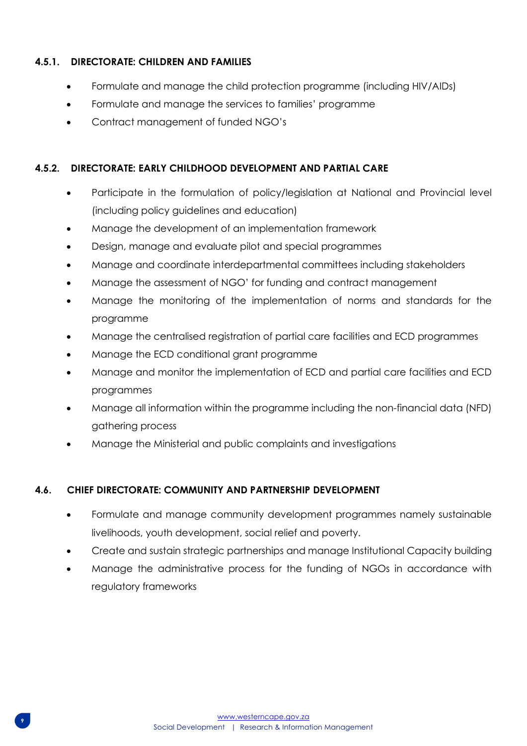### 4.5.1. DIRECTORATE: CHILDREN AND FAMILIES

- Formulate and manage the child protection programme (including HIV/AIDs)
- Formulate and manage the services to families' programme
- Contract management of funded NGO's

### 4.5.2. DIRECTORATE: EARLY CHILDHOOD DEVELOPMENT AND PARTIAL CARE

- Participate in the formulation of policy/legislation at National and Provincial level (including policy guidelines and education)
- Manage the development of an implementation framework
- Design, manage and evaluate pilot and special programmes
- Manage and coordinate interdepartmental committees including stakeholders
- Manage the assessment of NGO' for funding and contract management
- Manage the monitoring of the implementation of norms and standards for the programme
- Manage the centralised registration of partial care facilities and ECD programmes
- Manage the ECD conditional grant programme
- Manage and monitor the implementation of ECD and partial care facilities and ECD programmes
- Manage all information within the programme including the non-financial data (NFD) gathering process
- Manage the Ministerial and public complaints and investigations

## 4.6. CHIEF DIRECTORATE: COMMUNITY AND PARTNERSHIP DEVELOPMENT

- Formulate and manage community development programmes namely sustainable livelihoods, youth development, social relief and poverty.
- Create and sustain strategic partnerships and manage Institutional Capacity building
- Manage the administrative process for the funding of NGOs in accordance with regulatory frameworks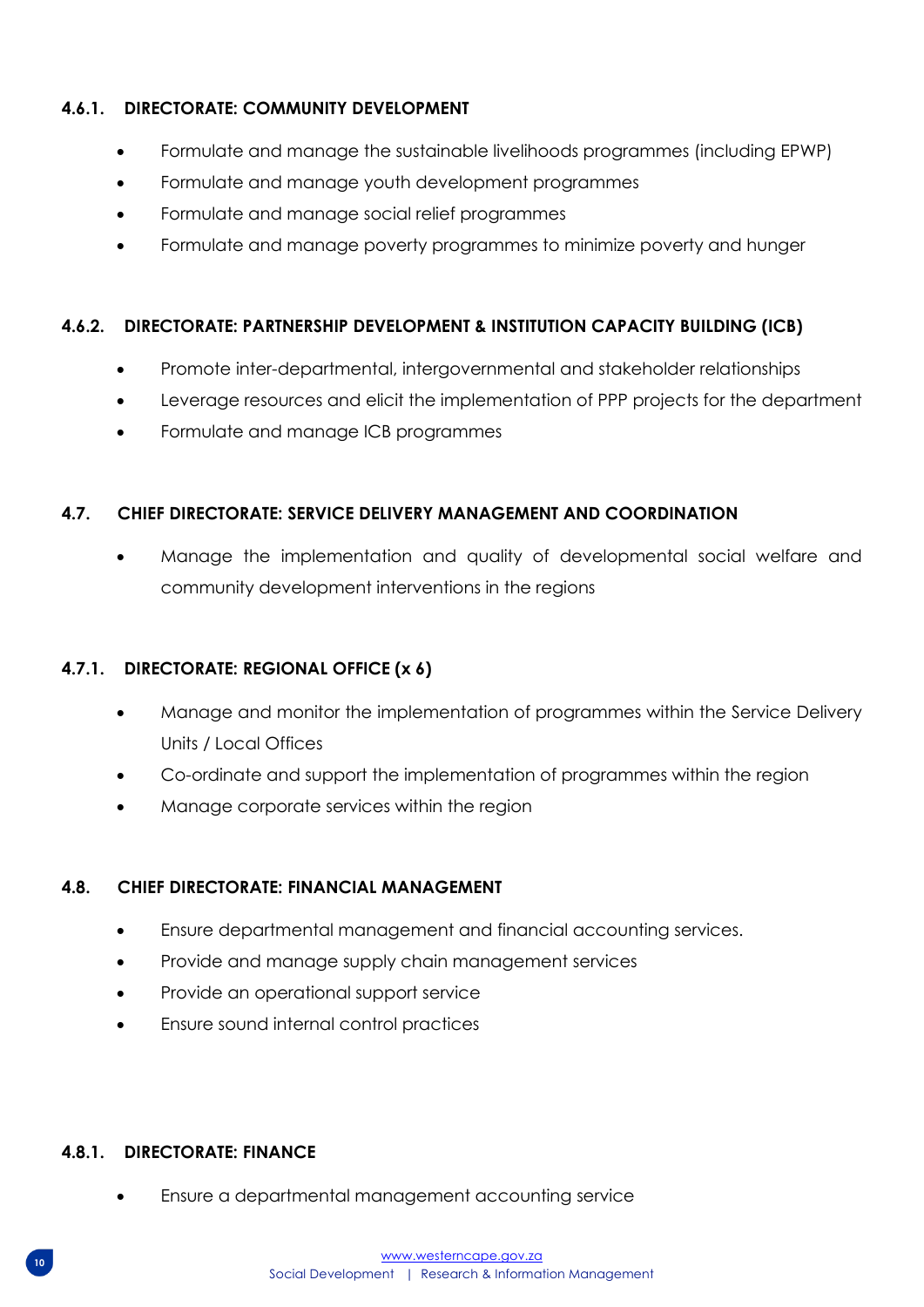#### 4.6.1. DIRECTORATE: COMMUNITY DEVELOPMENT

- Formulate and manage the sustainable livelihoods programmes (including EPWP)
- Formulate and manage youth development programmes
- Formulate and manage social relief programmes
- Formulate and manage poverty programmes to minimize poverty and hunger

#### 4.6.2. DIRECTORATE: PARTNERSHIP DEVELOPMENT & INSTITUTION CAPACITY BUILDING (ICB)

- Promote inter-departmental, intergovernmental and stakeholder relationships
- Leverage resources and elicit the implementation of PPP projects for the department
- Formulate and manage ICB programmes

### 4.7. CHIEF DIRECTORATE: SERVICE DELIVERY MANAGEMENT AND COORDINATION

- Manage the implementation and quality of developmental social welfare and community development interventions in the regions

#### 4.7.1. DIRECTORATE: REGIONAL OFFICE (x 6)

- Manage and monitor the implementation of programmes within the Service Delivery Units / Local Offices
- Co-ordinate and support the implementation of programmes within the region
- Manage corporate services within the region

### 4.8. CHIEF DIRECTORATE: FINANCIAL MANAGEMENT

- Ensure departmental management and financial accounting services.
- Provide and manage supply chain management services
- Provide an operational support service
- Ensure sound internal control practices

#### 4.8.1. DIRECTORATE: FINANCE

- Ensure a departmental management accounting service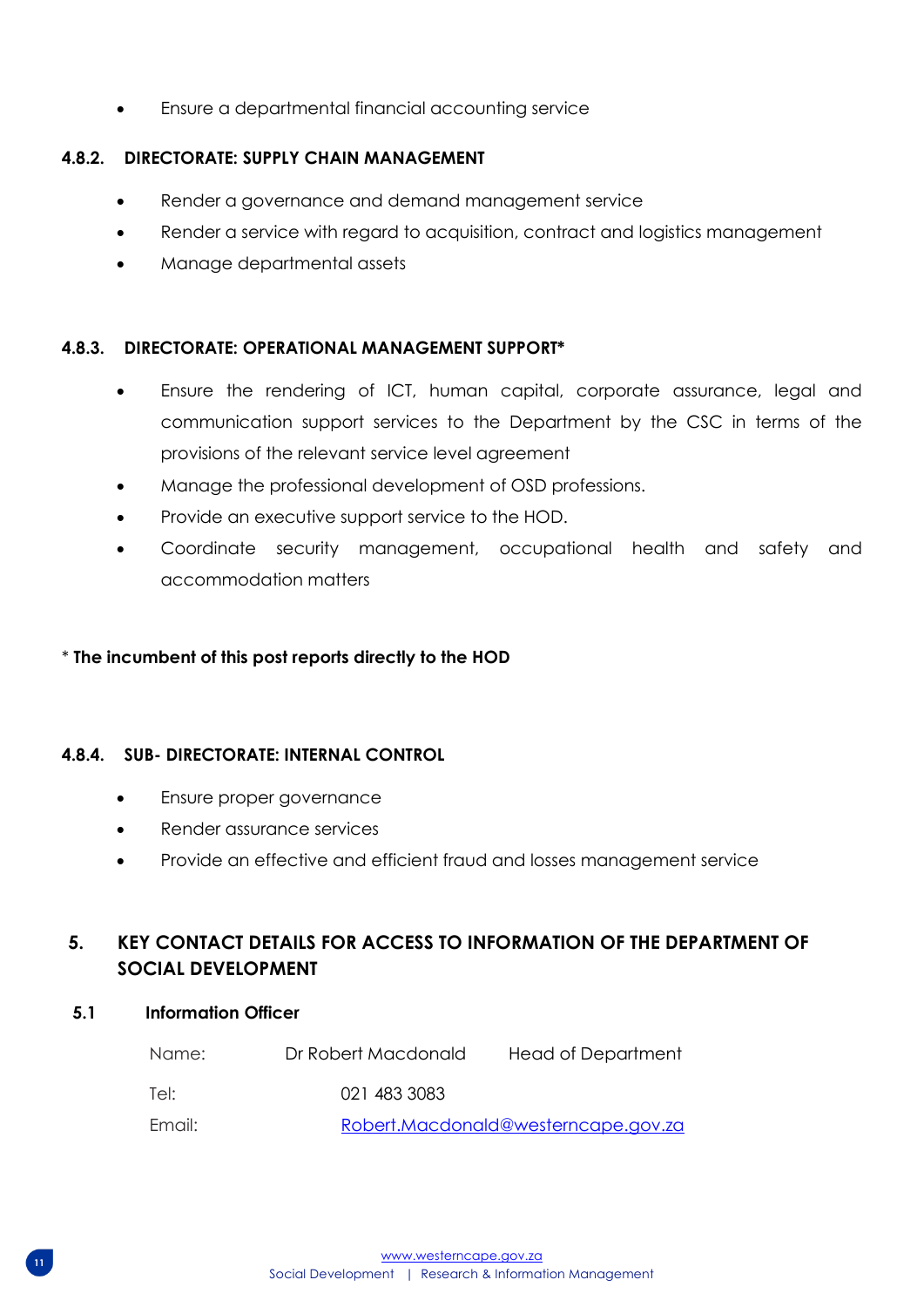- Ensure a departmental financial accounting service

#### 4.8.2. DIRECTORATE: SUPPLY CHAIN MANAGEMENT

- Render a governance and demand management service
- Render a service with regard to acquisition, contract and logistics management
- Manage departmental assets

#### 4.8.3. DIRECTORATE: OPERATIONAL MANAGEMENT SUPPORT*

- Ensure the rendering of ICT, human capital, corporate assurance, legal and communication support services to the Department by the CSC in terms of the provisions of the relevant service level agreement
- Manage the professional development of OSD professions.
- Provide an executive support service to the HOD.
- Coordinate security management, occupational health and safety and accommodation matters

* **The incumbent of this post reports directly to the HOD**

#### 4.8.4. SUB- DIRECTORATE: INTERNAL CONTROL

- Ensure proper governance
- Render assurance services
- Provide an effective and efficient fraud and losses management service

## 5. KEY CONTACT DETAILS FOR ACCESS TO INFORMATION OF THE DEPARTMENT OF SOCIAL DEVELOPMENT

### 5.1 Information Officer

| | | |
|---|---|---|
| Name: | Dr Robert Macdonald | Head of Department |
| Tel: | 021 483 3083 | |
| Email: | Robert.Macdonald@westerncape.gov.za | |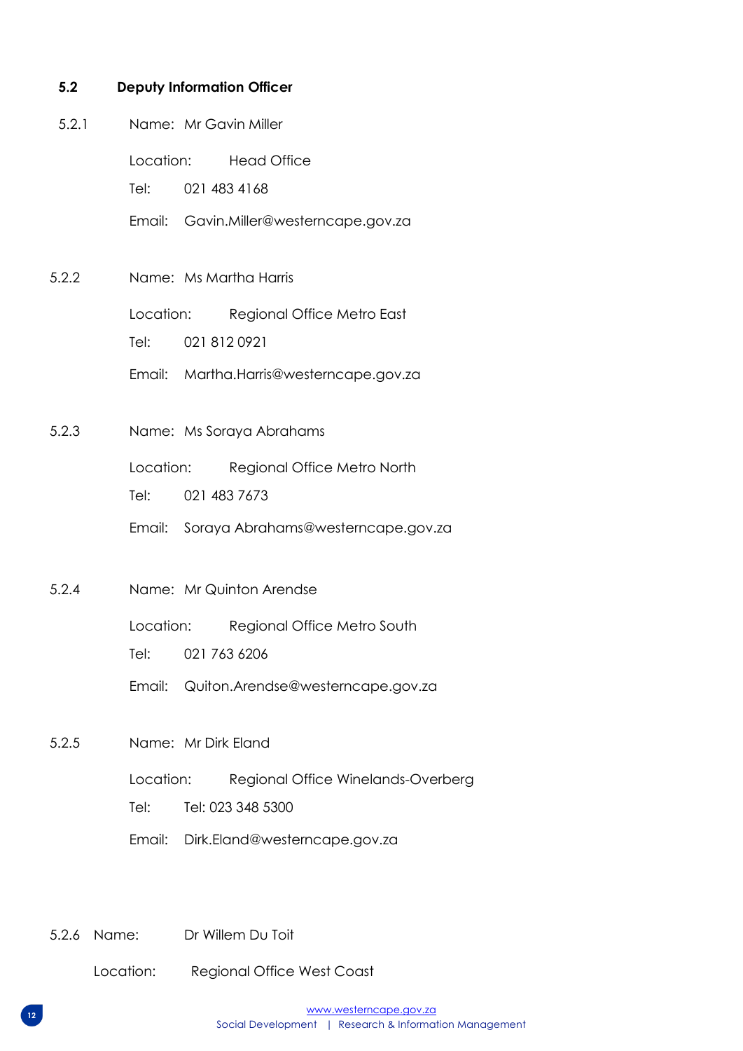## 5.2 Deputy Information Officer

5.2.1 Name: Mr Gavin Miller

Location: Head Office

Tel: 021 483 4168

Email: Gavin.Miller@westerncape.gov.za

5.2.2 Name: Ms Martha Harris

Location: Regional Office Metro East

Tel: 021 812 0921

Email: Martha.Harris@westerncape.gov.za

5.2.3 Name: Ms Soraya Abrahams

Location: Regional Office Metro North

Tel: 021 483 7673

Email: Soraya Abrahams@westerncape.gov.za

5.2.4 Name: Mr Quinton Arendse

Location: Regional Office Metro South

Tel: 021 763 6206

Email: Quiton.Arendse@westerncape.gov.za

5.2.5 Name: Mr Dirk Eland

Location: Regional Office Winelands-Overberg

Tel: Tel: 023 348 5300

Email: Dirk.Eland@westerncape.gov.za

5.2.6 Name: Dr Willem Du Toit

Location: Regional Office West Coast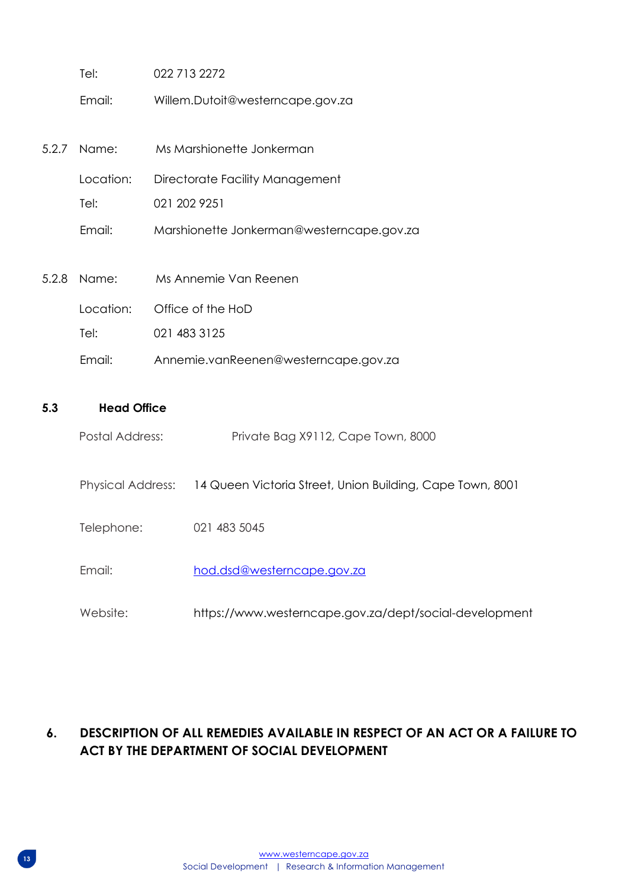Tel: 022 713 2272

Email: Willem.Dutoit@westerncape.gov.za

5.2.7 Name: Ms Marshionette Jonkerman

Location: Directorate Facility Management

Tel: 021 202 9251

Email: Marshionette Jonkerman@westerncape.gov.za

5.2.8 Name: Ms Annemie Van Reenen

Location: Office of the HoD

Tel: 021 483 3125

Email: Annemie.vanReenen@westerncape.gov.za

## 5.3 Head Office

Postal Address: Private Bag X9112, Cape Town, 8000

Physical Address: 14 Queen Victoria Street, Union Building, Cape Town, 8001

Telephone: 021 483 5045

Email: hod.dsd@westerncape.gov.za

Website: https://www.westerncape.gov.za/dept/social-development

# 6. DESCRIPTION OF ALL REMEDIES AVAILABLE IN RESPECT OF AN ACT OR A FAILURE TO ACT BY THE DEPARTMENT OF SOCIAL DEVELOPMENT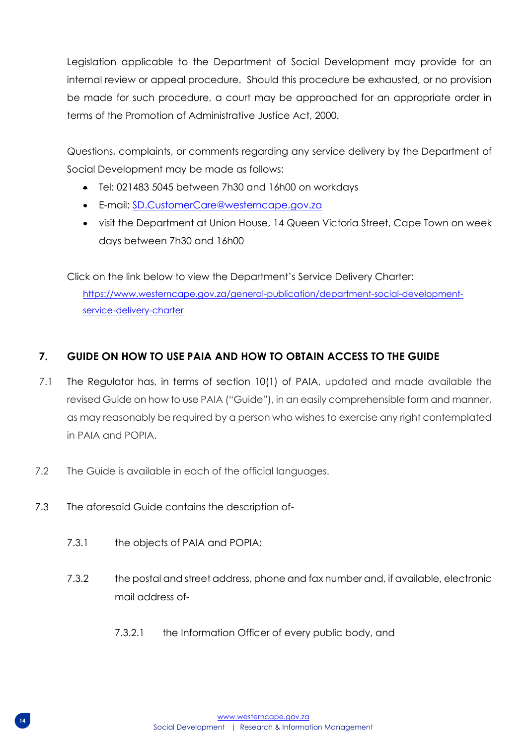Legislation applicable to the Department of Social Development may provide for an internal review or appeal procedure. Should this procedure be exhausted, or no provision be made for such procedure, a court may be approached for an appropriate order in terms of the Promotion of Administrative Justice Act, 2000.

Questions, complaints, or comments regarding any service delivery by the Department of Social Development may be made as follows:

- Tel: 021483 5045 between 7h30 and 16h00 on workdays
- E-mail: SD.CustomerCare@westerncape.gov.za
- visit the Department at Union House, 14 Queen Victoria Street, Cape Town on week days between 7h30 and 16h00

Click on the link below to view the Department's Service Delivery Charter:
https://www.westerncape.gov.za/general-publication/department-social-development-service-delivery-charter

## 7. GUIDE ON HOW TO USE PAIA AND HOW TO OBTAIN ACCESS TO THE GUIDE

7.1 The Regulator has, in terms of section 10(1) of PAIA, updated and made available the revised Guide on how to use PAIA ("Guide"), in an easily comprehensible form and manner, as may reasonably be required by a person who wishes to exercise any right contemplated in PAIA and POPIA.

7.2 The Guide is available in each of the official languages.

7.3 The aforesaid Guide contains the description of-

7.3.1 the objects of PAIA and POPIA;

7.3.2 the postal and street address, phone and fax number and, if available, electronic mail address of-

7.3.2.1 the Information Officer of every public body, and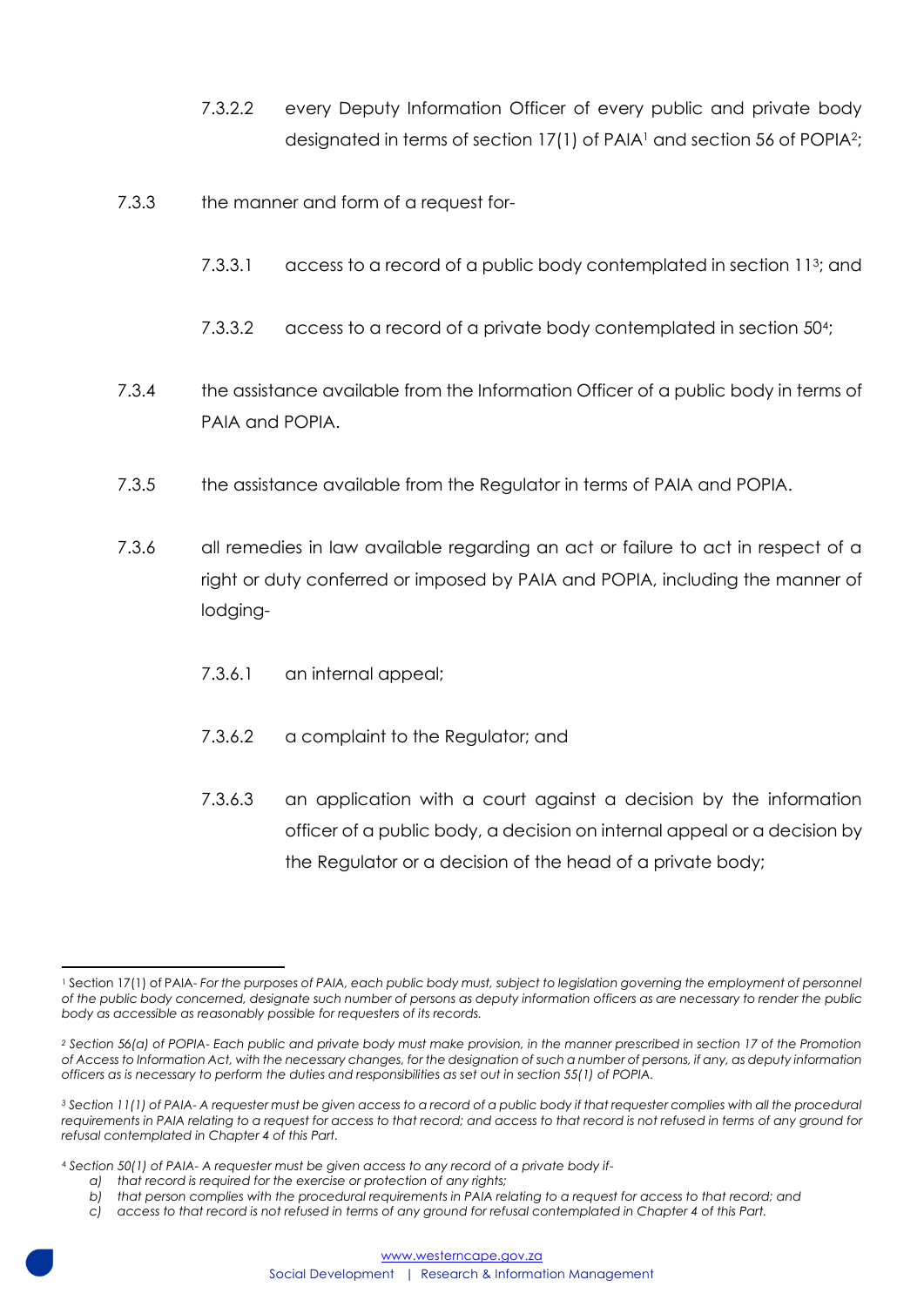7.3.2.2 every Deputy Information Officer of every public and private body designated in terms of section 17(1) of PAIA[1] and section 56 of POPIA[2];

7.3.3 the manner and form of a request for-

7.3.3.1 access to a record of a public body contemplated in section 11[3]; and

7.3.3.2 access to a record of a private body contemplated in section 50[4];

7.3.4 the assistance available from the Information Officer of a public body in terms of PAIA and POPIA.

7.3.5 the assistance available from the Regulator in terms of PAIA and POPIA.

7.3.6 all remedies in law available regarding an act or failure to act in respect of a right or duty conferred or imposed by PAIA and POPIA, including the manner of lodging-

7.3.6.1 an internal appeal;

7.3.6.2 a complaint to the Regulator; and

7.3.6.3 an application with a court against a decision by the information officer of a public body, a decision on internal appeal or a decision by the Regulator or a decision of the head of a private body;

---

[1] Section 17(1) of PAIA- *For the purposes of PAIA, each public body must, subject to legislation governing the employment of personnel of the public body concerned, designate such number of persons as deputy information officers as are necessary to render the public body as accessible as reasonably possible for requesters of its records.*

[2] *Section 56(a) of POPIA- Each public and private body must make provision, in the manner prescribed in section 17 of the Promotion of Access to Information Act, with the necessary changes, for the designation of such a number of persons, if any, as deputy information officers as is necessary to perform the duties and responsibilities as set out in section 55(1) of POPIA.*

[3] *Section 11(1) of PAIA- A requester must be given access to a record of a public body if that requester complies with all the procedural requirements in PAIA relating to a request for access to that record; and access to that record is not refused in terms of any ground for refusal contemplated in Chapter 4 of this Part.*

[4] *Section 50(1) of PAIA- A requester must be given access to any record of a private body if-*

*a) that record is required for the exercise or protection of any rights;*
*b) that person complies with the procedural requirements in PAIA relating to a request for access to that record; and*
*c) access to that record is not refused in terms of any ground for refusal contemplated in Chapter 4 of this Part.*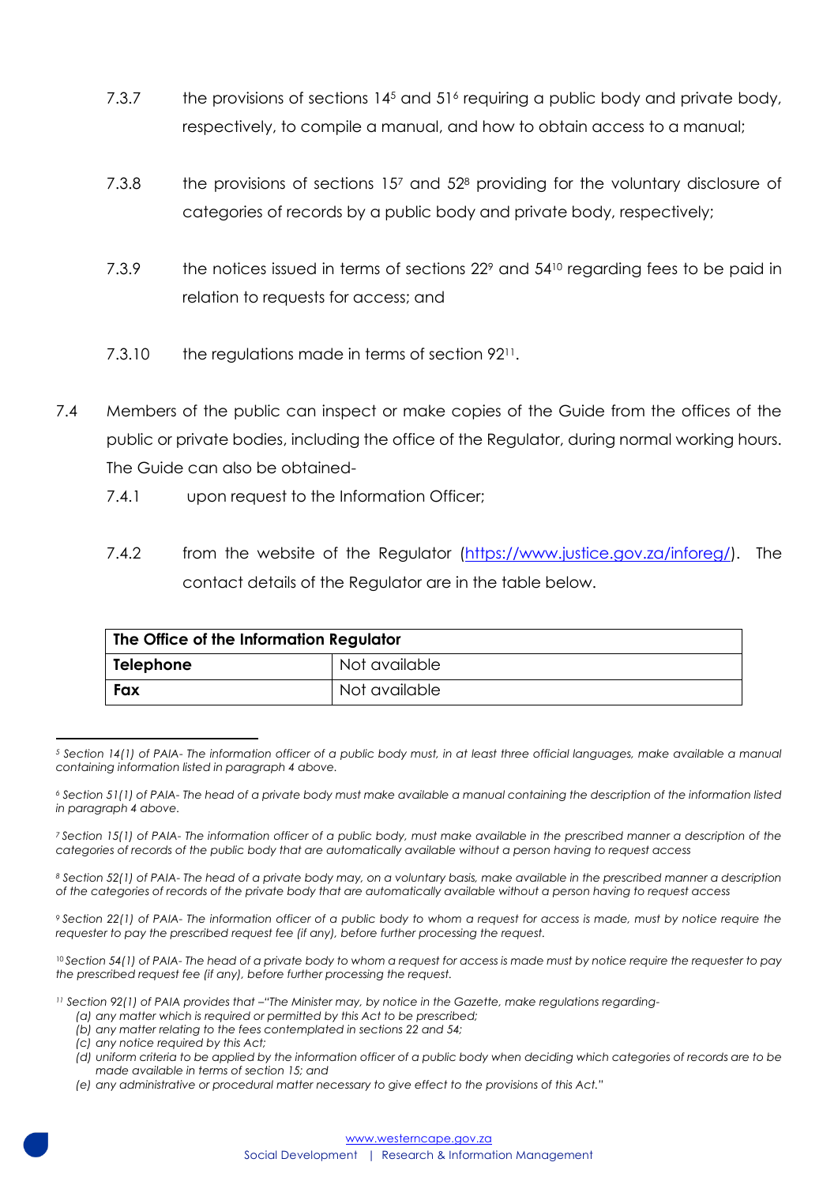7.3.7 the provisions of sections 14[5] and 51[6] requiring a public body and private body, respectively, to compile a manual, and how to obtain access to a manual;

7.3.8 the provisions of sections 15[7] and 52[8] providing for the voluntary disclosure of categories of records by a public body and private body, respectively;

7.3.9 the notices issued in terms of sections 22[9] and 54[10] regarding fees to be paid in relation to requests for access; and

7.3.10 the regulations made in terms of section 92[11].

7.4 Members of the public can inspect or make copies of the Guide from the offices of the public or private bodies, including the office of the Regulator, during normal working hours. The Guide can also be obtained-

7.4.1 upon request to the Information Officer;

7.4.2 from the website of the Regulator ([https://www.justice.gov.za/inforeg/](https://www.justice.gov.za/inforeg/)). The contact details of the Regulator are in the table below.

| The Office of the Information Regulator | |
|---|---|
| **Telephone** | Not available |
| **Fax** | Not available |

---

[5] *Section 14(1) of PAIA- The information officer of a public body must, in at least three official languages, make available a manual containing information listed in paragraph 4 above.*

[6] *Section 51(1) of PAIA- The head of a private body must make available a manual containing the description of the information listed in paragraph 4 above.*

[7] *Section 15(1) of PAIA- The information officer of a public body, must make available in the prescribed manner a description of the categories of records of the public body that are automatically available without a person having to request access*

[8] *Section 52(1) of PAIA- The head of a private body may, on a voluntary basis, make available in the prescribed manner a description of the categories of records of the private body that are automatically available without a person having to request access*

[9] *Section 22(1) of PAIA- The information officer of a public body to whom a request for access is made, must by notice require the requester to pay the prescribed request fee (if any), before further processing the request.*

[10] *Section 54(1) of PAIA- The head of a private body to whom a request for access is made must by notice require the requester to pay the prescribed request fee (if any), before further processing the request.*

[11] *Section 92(1) of PAIA provides that –"The Minister may, by notice in the Gazette, make regulations regarding-*
- *(a) any matter which is required or permitted by this Act to be prescribed;*
- *(b) any matter relating to the fees contemplated in sections 22 and 54;*
- *(c) any notice required by this Act;*
- *(d) uniform criteria to be applied by the information officer of a public body when deciding which categories of records are to be made available in terms of section 15; and*
- *(e) any administrative or procedural matter necessary to give effect to the provisions of this Act."*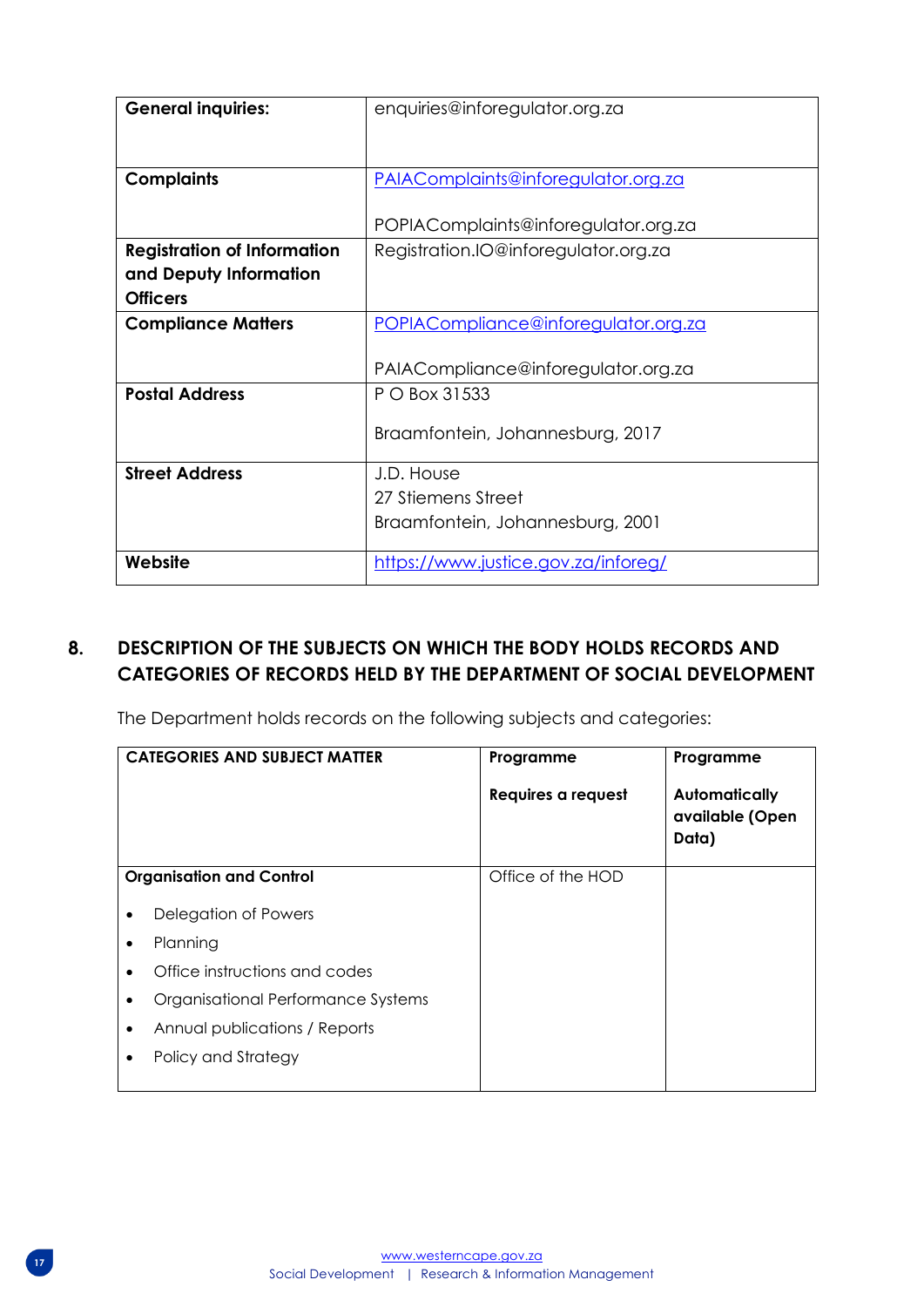| General inquiries: | enquiries@inforegulator.org.za |
|---|---|
| Complaints | PAIAComplaints@inforegulator.org.za<br><br>POPIAComplaints@inforegulator.org.za |
| Registration of Information and Deputy Information Officers | Registration.IO@inforegulator.org.za |
| Compliance Matters | POPIACompliance@inforegulator.org.za<br><br>PAIACompliance@inforegulator.org.za |
| Postal Address | P O Box 31533<br><br>Braamfontein, Johannesburg, 2017 |
| Street Address | J.D. House<br>27 Stiemens Street<br>Braamfontein, Johannesburg, 2001 |
| Website | https://www.justice.gov.za/inforeg/ |

## 8. DESCRIPTION OF THE SUBJECTS ON WHICH THE BODY HOLDS RECORDS AND CATEGORIES OF RECORDS HELD BY THE DEPARTMENT OF SOCIAL DEVELOPMENT

The Department holds records on the following subjects and categories:

| CATEGORIES AND SUBJECT MATTER | Programme<br><br>Requires a request | Programme<br><br>Automatically available (Open Data) |
|---|---|---|
| **Organisation and Control**<br><br>• Delegation of Powers<br>• Planning<br>• Office instructions and codes<br>• Organisational Performance Systems<br>• Annual publications / Reports<br>• Policy and Strategy | Office of the HOD | |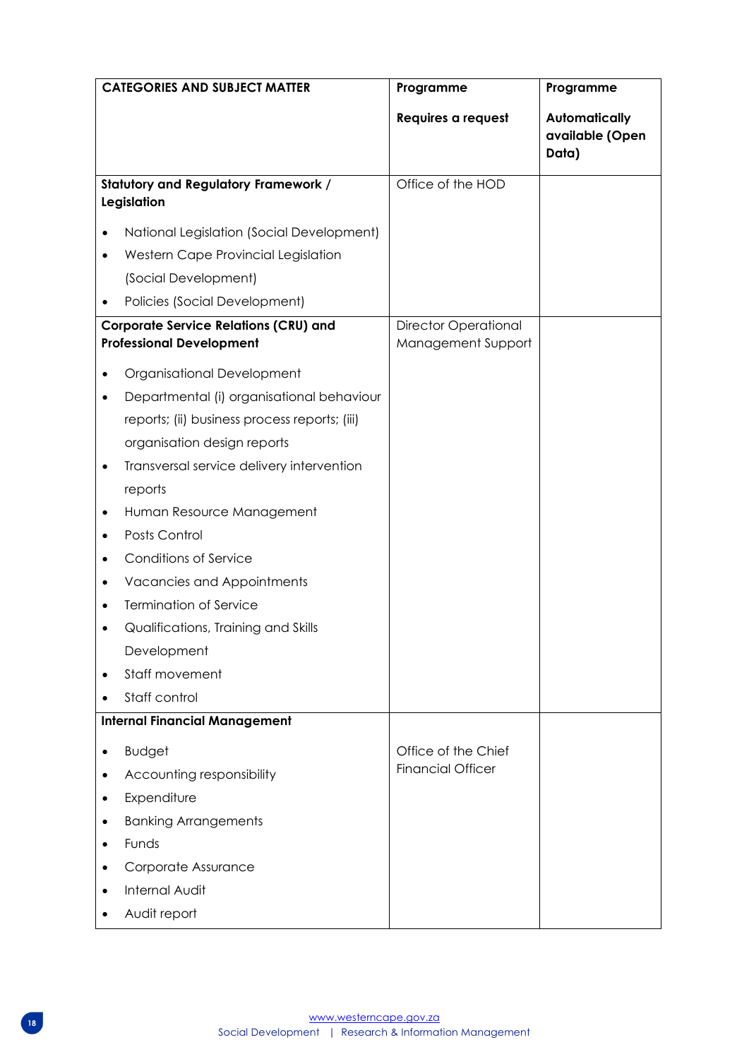| CATEGORIES AND SUBJECT MATTER | Programme<br><br>Requires a request | Programme<br><br>Automatically available (Open Data) |
|---|---|---|
| **Statutory and Regulatory Framework / Legislation**<br><br>• National Legislation (Social Development)<br>• Western Cape Provincial Legislation (Social Development)<br>• Policies (Social Development) | Office of the HOD | |
| **Corporate Service Relations (CRU) and Professional Development**<br><br>• Organisational Development<br>• Departmental (i) organisational behaviour reports; (ii) business process reports; (iii) organisation design reports<br>• Transversal service delivery intervention reports<br>• Human Resource Management<br>• Posts Control<br>• Conditions of Service<br>• Vacancies and Appointments<br>• Termination of Service<br>• Qualifications, Training and Skills Development<br>• Staff movement<br>• Staff control | Director Operational Management Support | |
| **Internal Financial Management**<br><br>• Budget<br>• Accounting responsibility<br>• Expenditure<br>• Banking Arrangements<br>• Funds<br>• Corporate Assurance<br>• Internal Audit<br>• Audit report | Office of the Chief Financial Officer | |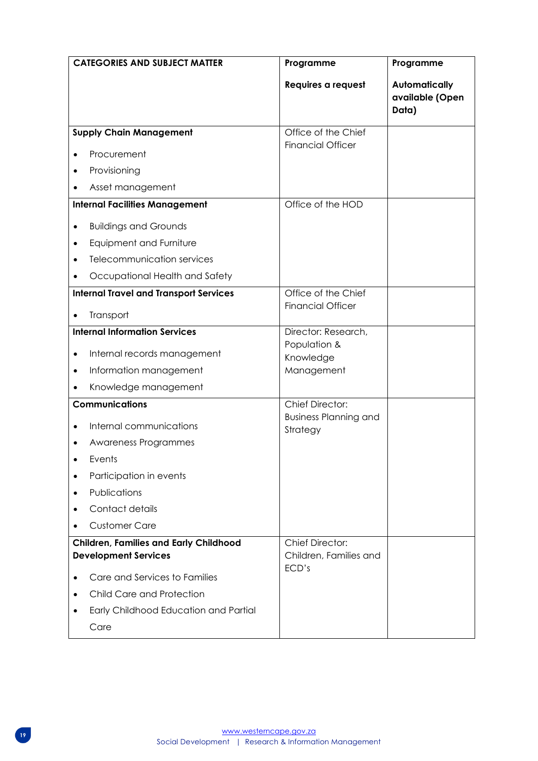| CATEGORIES AND SUBJECT MATTER | Programme<br><br>Requires a request | Programme<br><br>Automatically available (Open Data) |
|---|---|---|
| **Supply Chain Management**<br>• Procurement<br>• Provisioning<br>• Asset management | Office of the Chief Financial Officer | |
| **Internal Facilities Management**<br>• Buildings and Grounds<br>• Equipment and Furniture<br>• Telecommunication services<br>• Occupational Health and Safety | Office of the HOD | |
| **Internal Travel and Transport Services**<br>• Transport | Office of the Chief Financial Officer | |
| **Internal Information Services**<br>• Internal records management<br>• Information management<br>• Knowledge management | Director: Research, Population & Knowledge Management | |
| **Communications**<br>• Internal communications<br>• Awareness Programmes<br>• Events<br>• Participation in events<br>• Publications<br>• Contact details<br>• Customer Care | Chief Director: Business Planning and Strategy | |
| **Children, Families and Early Childhood Development Services**<br>• Care and Services to Families<br>• Child Care and Protection<br>• Early Childhood Education and Partial Care | Chief Director: Children, Families and ECD's | |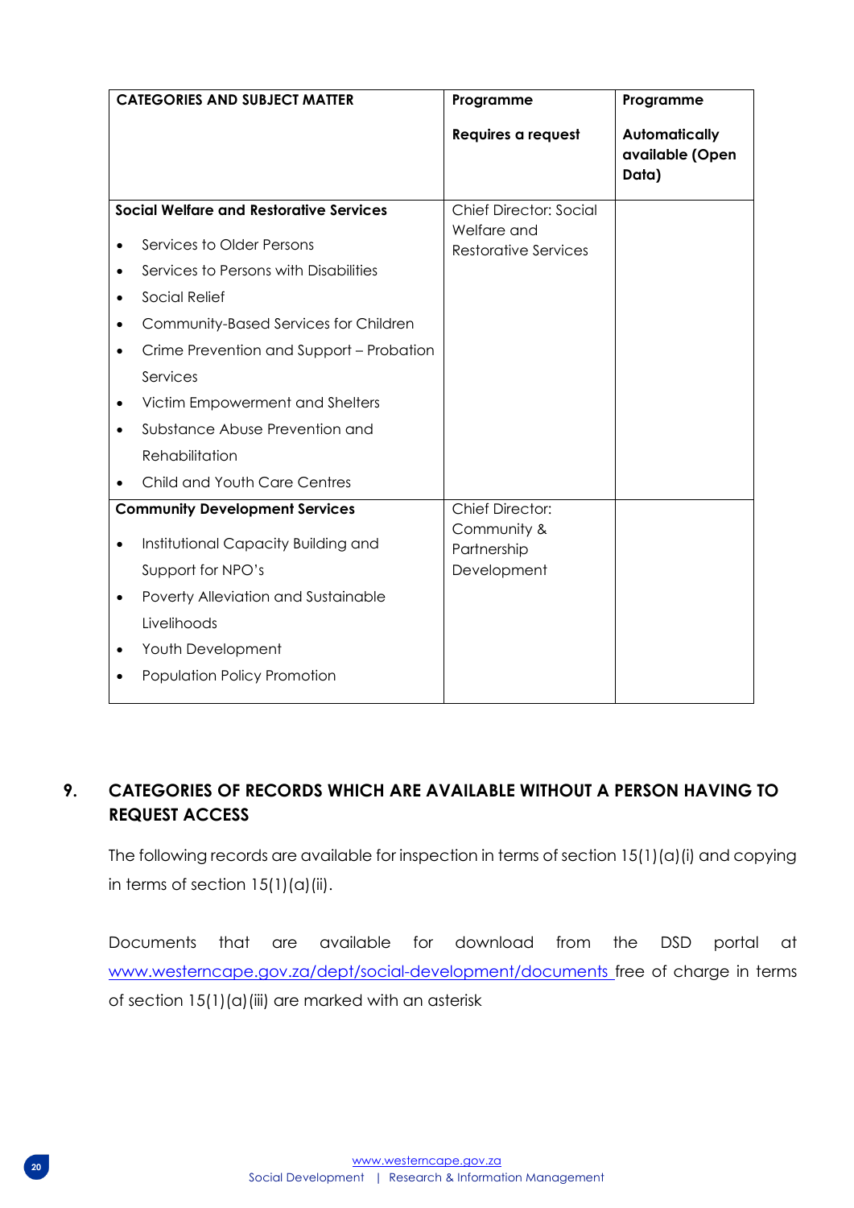| CATEGORIES AND SUBJECT MATTER | Programme<br><br>Requires a request | Programme<br><br>Automatically available (Open Data) |
|---|---|---|
| **Social Welfare and Restorative Services**<br>• Services to Older Persons<br>• Services to Persons with Disabilities<br>• Social Relief<br>• Community-Based Services for Children<br>• Crime Prevention and Support – Probation Services<br>• Victim Empowerment and Shelters<br>• Substance Abuse Prevention and Rehabilitation<br>• Child and Youth Care Centres | Chief Director: Social Welfare and Restorative Services | |
| **Community Development Services**<br>• Institutional Capacity Building and Support for NPO's<br>• Poverty Alleviation and Sustainable Livelihoods<br>• Youth Development<br>• Population Policy Promotion | Chief Director: Community & Partnership Development | |

## 9. CATEGORIES OF RECORDS WHICH ARE AVAILABLE WITHOUT A PERSON HAVING TO REQUEST ACCESS

The following records are available for inspection in terms of section 15(1)(a)(i) and copying in terms of section 15(1)(a)(ii).

Documents that are available for download from the DSD portal at www.westerncape.gov.za/dept/social-development/documents free of charge in terms of section 15(1)(a)(iii) are marked with an asterisk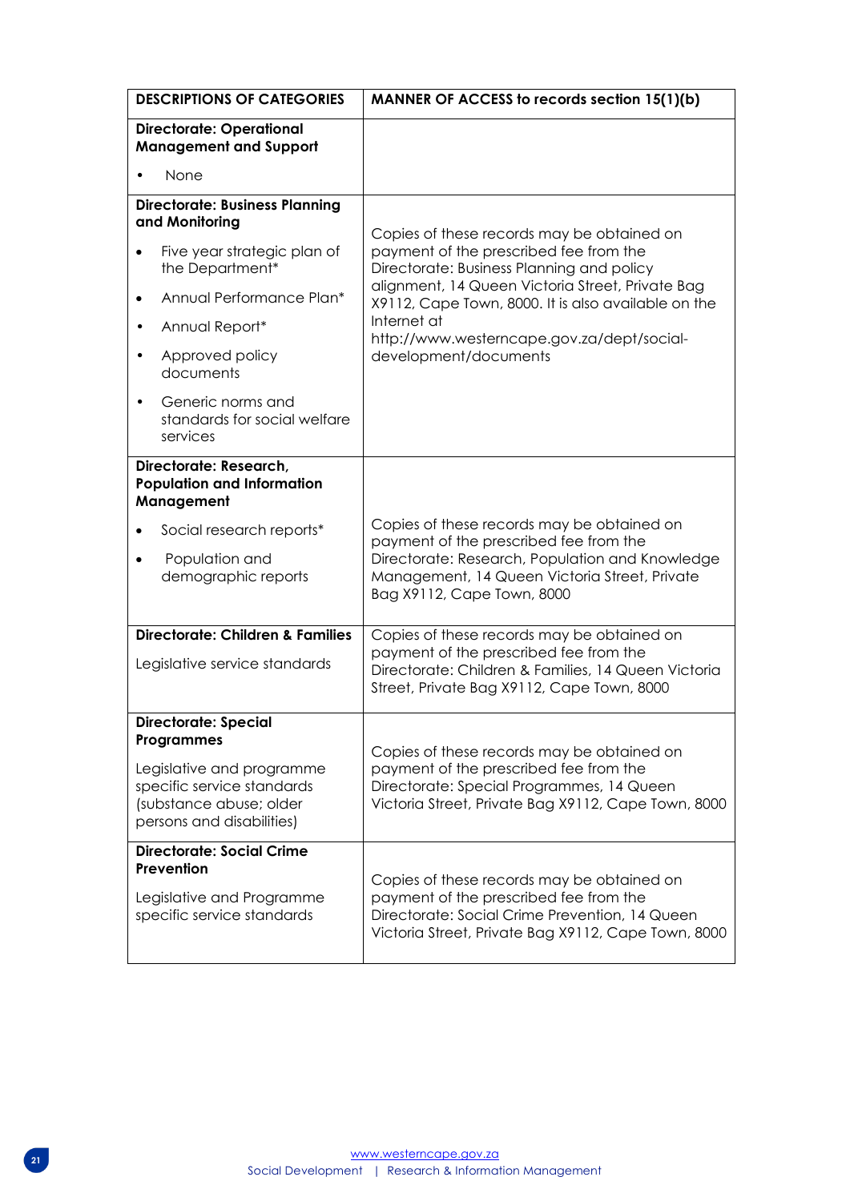| DESCRIPTIONS OF CATEGORIES | MANNER OF ACCESS to records section 15(1)(b) |
|---|---|
| **Directorate: Operational Management and Support**<br>• None | |
| **Directorate: Business Planning and Monitoring**<br>• Five year strategic plan of the Department*<br>• Annual Performance Plan*<br>• Annual Report*<br>• Approved policy documents<br>• Generic norms and standards for social welfare services | Copies of these records may be obtained on payment of the prescribed fee from the Directorate: Business Planning and policy alignment, 14 Queen Victoria Street, Private Bag X9112, Cape Town, 8000. It is also available on the Internet at http://www.westerncape.gov.za/dept/social-development/documents |
| **Directorate: Research, Population and Information Management**<br>• Social research reports*<br>• Population and demographic reports | Copies of these records may be obtained on payment of the prescribed fee from the Directorate: Research, Population and Knowledge Management, 14 Queen Victoria Street, Private Bag X9112, Cape Town, 8000 |
| **Directorate: Children & Families**<br>Legislative service standards | Copies of these records may be obtained on payment of the prescribed fee from the Directorate: Children & Families, 14 Queen Victoria Street, Private Bag X9112, Cape Town, 8000 |
| **Directorate: Special Programmes**<br>Legislative and programme specific service standards (substance abuse; older persons and disabilities) | Copies of these records may be obtained on payment of the prescribed fee from the Directorate: Special Programmes, 14 Queen Victoria Street, Private Bag X9112, Cape Town, 8000 |
| **Directorate: Social Crime Prevention**<br>Legislative and Programme specific service standards | Copies of these records may be obtained on payment of the prescribed fee from the Directorate: Social Crime Prevention, 14 Queen Victoria Street, Private Bag X9112, Cape Town, 8000 |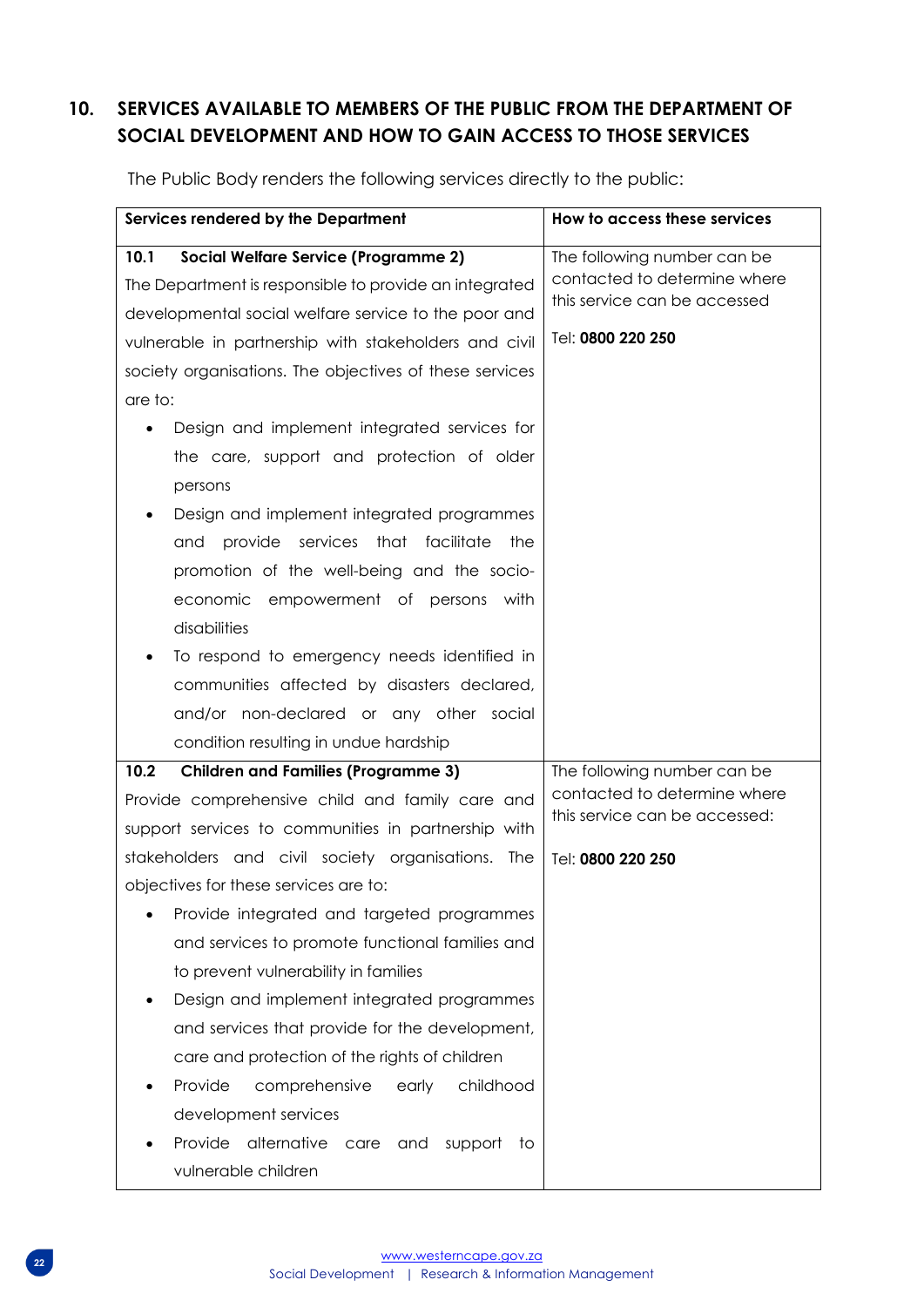## 10. SERVICES AVAILABLE TO MEMBERS OF THE PUBLIC FROM THE DEPARTMENT OF SOCIAL DEVELOPMENT AND HOW TO GAIN ACCESS TO THOSE SERVICES

The Public Body renders the following services directly to the public:

| Services rendered by the Department | How to access these services |
|---|---|
| **10.1 Social Welfare Service (Programme 2)**<br>The Department is responsible to provide an integrated developmental social welfare service to the poor and vulnerable in partnership with stakeholders and civil society organisations. The objectives of these services are to:<br>• Design and implement integrated services for the care, support and protection of older persons<br>• Design and implement integrated programmes and provide services that facilitate the promotion of the well-being and the socio-economic empowerment of persons with disabilities<br>• To respond to emergency needs identified in communities affected by disasters declared, and/or non-declared or any other social condition resulting in undue hardship | The following number can be contacted to determine where this service can be accessed<br><br>Tel: **0800 220 250** |
| **10.2 Children and Families (Programme 3)**<br>Provide comprehensive child and family care and support services to communities in partnership with stakeholders and civil society organisations. The objectives for these services are to:<br>• Provide integrated and targeted programmes and services to promote functional families and to prevent vulnerability in families<br>• Design and implement integrated programmes and services that provide for the development, care and protection of the rights of children<br>• Provide comprehensive early childhood development services<br>• Provide alternative care and support to vulnerable children | The following number can be contacted to determine where this service can be accessed:<br><br>Tel: **0800 220 250** |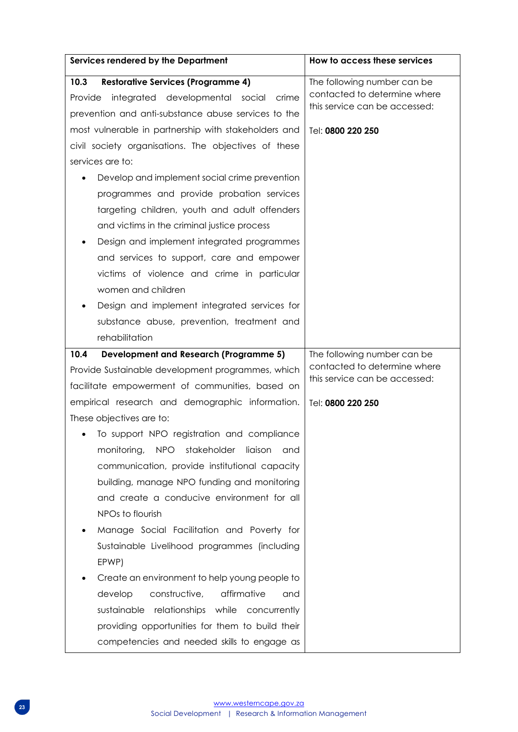| Services rendered by the Department | How to access these services |
|---|---|
| **10.3 Restorative Services (Programme 4)**<br>Provide integrated developmental social crime prevention and anti-substance abuse services to the most vulnerable in partnership with stakeholders and civil society organisations. The objectives of these services are to:<br>• Develop and implement social crime prevention programmes and provide probation services targeting children, youth and adult offenders and victims in the criminal justice process<br>• Design and implement integrated programmes and services to support, care and empower victims of violence and crime in particular women and children<br>• Design and implement integrated services for substance abuse, prevention, treatment and rehabilitation | The following number can be contacted to determine where this service can be accessed:<br><br>Tel: **0800 220 250** |
| **10.4 Development and Research (Programme 5)**<br>Provide Sustainable development programmes, which facilitate empowerment of communities, based on empirical research and demographic information. These objectives are to:<br>• To support NPO registration and compliance monitoring, NPO stakeholder liaison and communication, provide institutional capacity building, manage NPO funding and monitoring and create a conducive environment for all NPOs to flourish<br>• Manage Social Facilitation and Poverty for Sustainable Livelihood programmes (including EPWP)<br>• Create an environment to help young people to develop constructive, affirmative and sustainable relationships while concurrently providing opportunities for them to build their competencies and needed skills to engage as | The following number can be contacted to determine where this service can be accessed:<br><br>Tel: **0800 220 250** |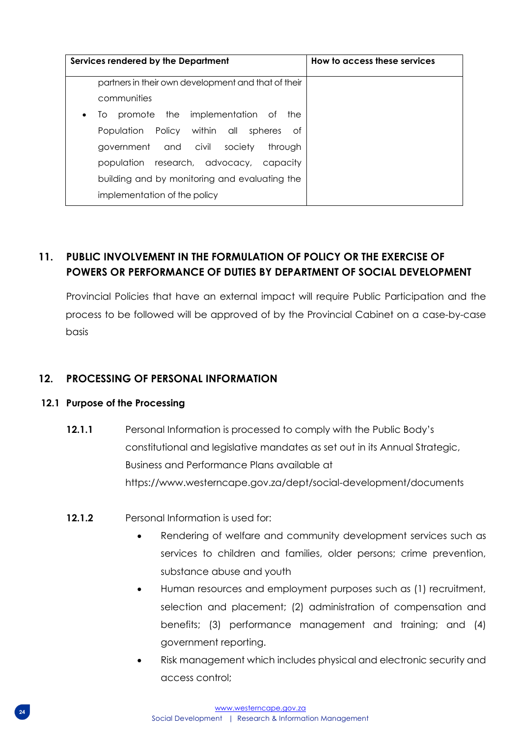| Services rendered by the Department | How to access these services |
|---|---|
| partners in their own development and that of their communities<br>• To promote the implementation of the Population Policy within all spheres of government and civil society through population research, advocacy, capacity building and by monitoring and evaluating the implementation of the policy | |

## 11. PUBLIC INVOLVEMENT IN THE FORMULATION OF POLICY OR THE EXERCISE OF POWERS OR PERFORMANCE OF DUTIES BY DEPARTMENT OF SOCIAL DEVELOPMENT

Provincial Policies that have an external impact will require Public Participation and the process to be followed will be approved of by the Provincial Cabinet on a case-by-case basis

## 12. PROCESSING OF PERSONAL INFORMATION

### 12.1 Purpose of the Processing

**12.1.1** Personal Information is processed to comply with the Public Body's constitutional and legislative mandates as set out in its Annual Strategic, Business and Performance Plans available at https://www.westerncape.gov.za/dept/social-development/documents

**12.1.2** Personal Information is used for:

- Rendering of welfare and community development services such as services to children and families, older persons; crime prevention, substance abuse and youth
- Human resources and employment purposes such as (1) recruitment, selection and placement; (2) administration of compensation and benefits; (3) performance management and training; and (4) government reporting.
- Risk management which includes physical and electronic security and access control;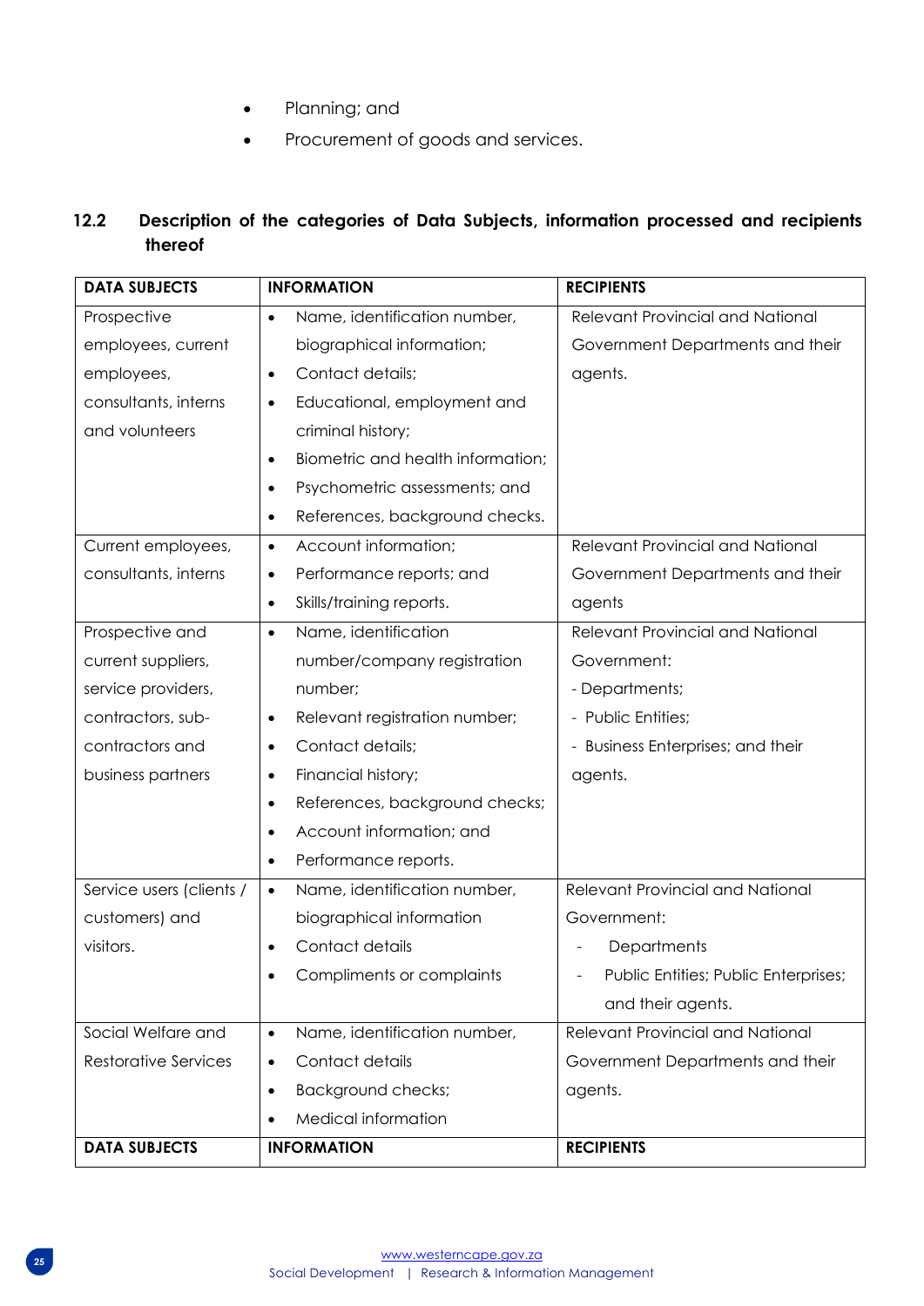- Planning; and
- Procurement of goods and services.

### 12.2 Description of the categories of Data Subjects, information processed and recipients thereof

| DATA SUBJECTS | INFORMATION | RECIPIENTS |
|---|---|---|
| Prospective employees, current employees, consultants, interns and volunteers | • Name, identification number, biographical information;<br>• Contact details;<br>• Educational, employment and criminal history;<br>• Biometric and health information;<br>• Psychometric assessments; and<br>• References, background checks. | Relevant Provincial and National Government Departments and their agents. |
| Current employees, consultants, interns | • Account information;<br>• Performance reports; and<br>• Skills/training reports. | Relevant Provincial and National Government Departments and their agents |
| Prospective and current suppliers, service providers, contractors, sub-contractors and business partners | • Name, identification number/company registration number;<br>• Relevant registration number;<br>• Contact details;<br>• Financial history;<br>• References, background checks;<br>• Account information; and<br>• Performance reports. | Relevant Provincial and National Government:<br>- Departments;<br>- Public Entities;<br>- Business Enterprises; and their agents. |
| Service users (clients / customers) and visitors. | • Name, identification number, biographical information<br>• Contact details<br>• Compliments or complaints | Relevant Provincial and National Government:<br>- Departments<br>- Public Entities; Public Enterprises; and their agents. |
| Social Welfare and Restorative Services | • Name, identification number,<br>• Contact details<br>• Background checks;<br>• Medical information | Relevant Provincial and National Government Departments and their agents. |
| **DATA SUBJECTS** | **INFORMATION** | **RECIPIENTS** |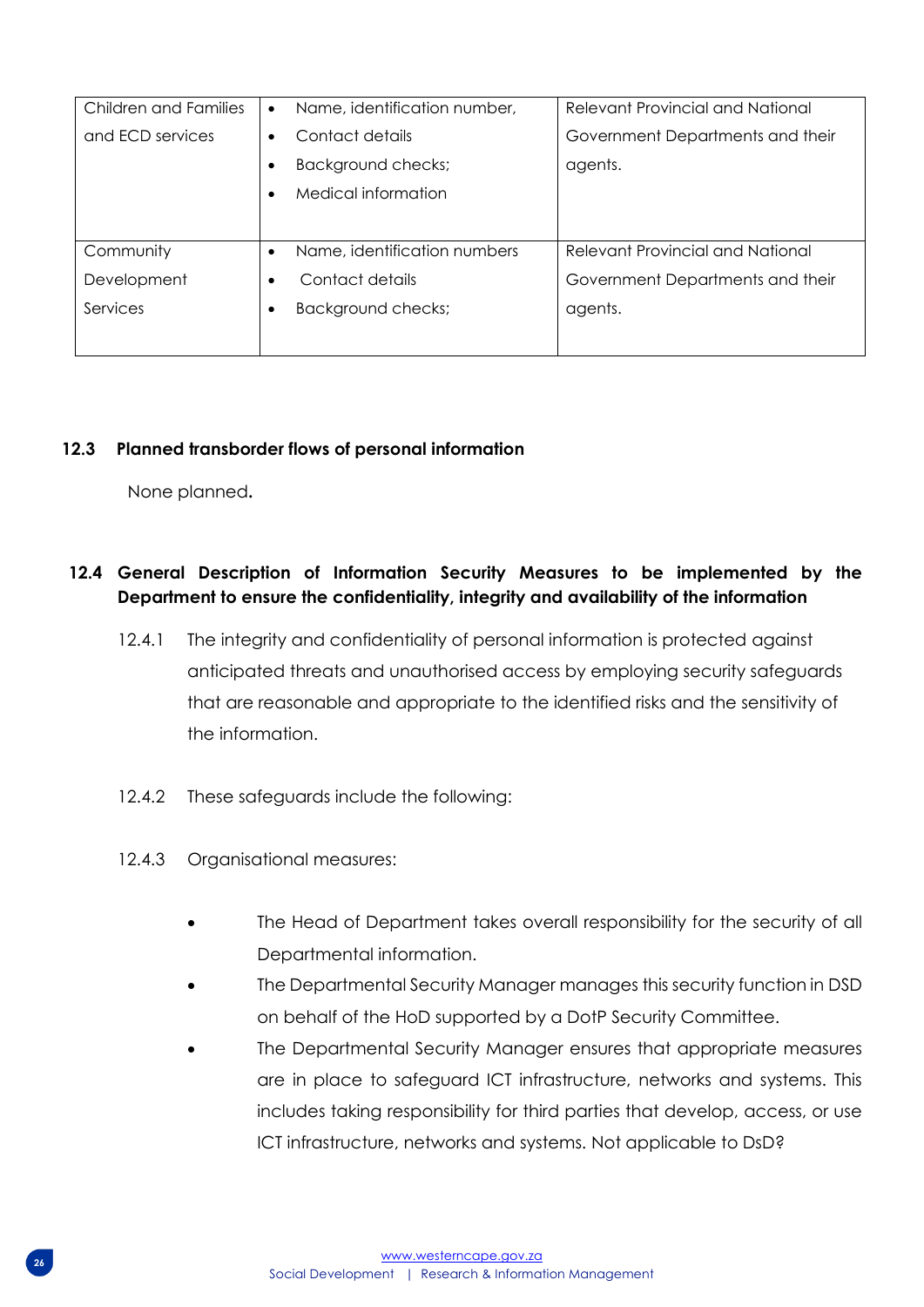| | | |
|---|---|---|
| Children and Families and ECD services | • Name, identification number,<br>• Contact details<br>• Background checks;<br>• Medical information | Relevant Provincial and National Government Departments and their agents. |
| Community Development Services | • Name, identification numbers<br>• Contact details<br>• Background checks; | Relevant Provincial and National Government Departments and their agents. |

### 12.3 Planned transborder flows of personal information

None planned.

### 12.4 General Description of Information Security Measures to be implemented by the Department to ensure the confidentiality, integrity and availability of the information

12.4.1 The integrity and confidentiality of personal information is protected against anticipated threats and unauthorised access by employing security safeguards that are reasonable and appropriate to the identified risks and the sensitivity of the information.

12.4.2 These safeguards include the following:

12.4.3 Organisational measures:

- The Head of Department takes overall responsibility for the security of all Departmental information.
- The Departmental Security Manager manages this security function in DSD on behalf of the HoD supported by a DotP Security Committee.
- The Departmental Security Manager ensures that appropriate measures are in place to safeguard ICT infrastructure, networks and systems. This includes taking responsibility for third parties that develop, access, or use ICT infrastructure, networks and systems. Not applicable to DsD?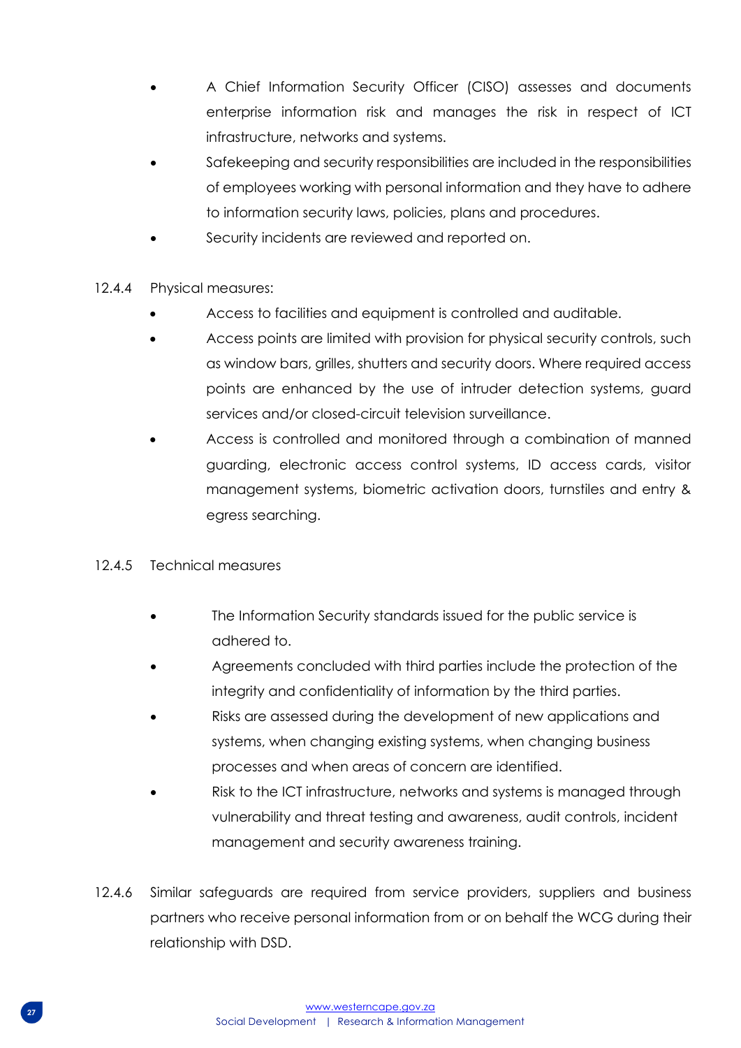- A Chief Information Security Officer (CISO) assesses and documents enterprise information risk and manages the risk in respect of ICT infrastructure, networks and systems.
- Safekeeping and security responsibilities are included in the responsibilities of employees working with personal information and they have to adhere to information security laws, policies, plans and procedures.
- Security incidents are reviewed and reported on.

12.4.4 Physical measures:

- Access to facilities and equipment is controlled and auditable.
- Access points are limited with provision for physical security controls, such as window bars, grilles, shutters and security doors. Where required access points are enhanced by the use of intruder detection systems, guard services and/or closed-circuit television surveillance.
- Access is controlled and monitored through a combination of manned guarding, electronic access control systems, ID access cards, visitor management systems, biometric activation doors, turnstiles and entry & egress searching.

12.4.5 Technical measures

- The Information Security standards issued for the public service is adhered to.
- Agreements concluded with third parties include the protection of the integrity and confidentiality of information by the third parties.
- Risks are assessed during the development of new applications and systems, when changing existing systems, when changing business processes and when areas of concern are identified.
- Risk to the ICT infrastructure, networks and systems is managed through vulnerability and threat testing and awareness, audit controls, incident management and security awareness training.

12.4.6 Similar safeguards are required from service providers, suppliers and business partners who receive personal information from or on behalf the WCG during their relationship with DSD.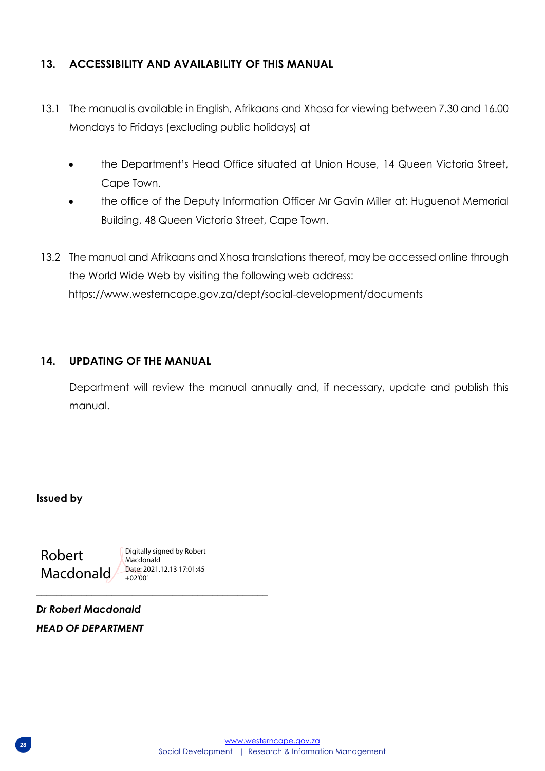## 13. ACCESSIBILITY AND AVAILABILITY OF THIS MANUAL

13.1 The manual is available in English, Afrikaans and Xhosa for viewing between 7.30 and 16.00 Mondays to Fridays (excluding public holidays) at

- the Department's Head Office situated at Union House, 14 Queen Victoria Street, Cape Town.
- the office of the Deputy Information Officer Mr Gavin Miller at: Huguenot Memorial Building, 48 Queen Victoria Street, Cape Town.

13.2 The manual and Afrikaans and Xhosa translations thereof, may be accessed online through the World Wide Web by visiting the following web address: https://www.westerncape.gov.za/dept/social-development/documents

## 14. UPDATING OF THE MANUAL

Department will review the manual annually and, if necessary, update and publish this manual.

**Issued by**

Robert Macdonald — Digitally signed by Robert Macdonald Date: 2021.12.13 17:01:45 +02'00'

___________________________________________

***Dr Robert Macdonald***
***HEAD OF DEPARTMENT***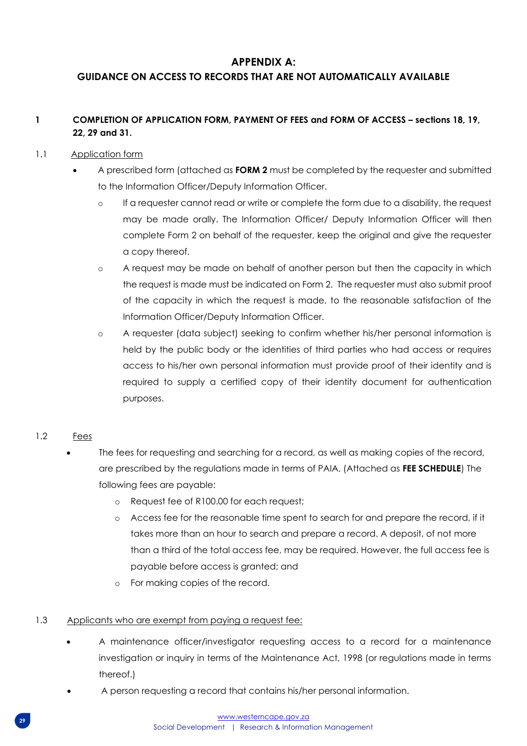# APPENDIX A:

## GUIDANCE ON ACCESS TO RECORDS THAT ARE NOT AUTOMATICALLY AVAILABLE

### 1 COMPLETION OF APPLICATION FORM, PAYMENT OF FEES and FORM OF ACCESS – sections 18, 19, 22, 29 and 31.

1.1 Application form

- A prescribed form (attached as **FORM 2** must be completed by the requester and submitted to the Information Officer/Deputy Information Officer.
  - If a requester cannot read or write or complete the form due to a disability, the request may be made orally. The Information Officer/ Deputy Information Officer will then complete Form 2 on behalf of the requester, keep the original and give the requester a copy thereof.
  - A request may be made on behalf of another person but then the capacity in which the request is made must be indicated on Form 2. The requester must also submit proof of the capacity in which the request is made, to the reasonable satisfaction of the Information Officer/Deputy Information Officer.
  - A requester (data subject) seeking to confirm whether his/her personal information is held by the public body or the identities of third parties who had access or requires access to his/her own personal information must provide proof of their identity and is required to supply a certified copy of their identity document for authentication purposes.

1.2 Fees

- The fees for requesting and searching for a record, as well as making copies of the record, are prescribed by the regulations made in terms of PAIA. (Attached as **FEE SCHEDULE**) The following fees are payable:
  - Request fee of R100.00 for each request;
  - Access fee for the reasonable time spent to search for and prepare the record, if it takes more than an hour to search and prepare a record. A deposit, of not more than a third of the total access fee, may be required. However, the full access fee is payable before access is granted; and
  - For making copies of the record.

1.3 Applicants who are exempt from paying a request fee:

- A maintenance officer/investigator requesting access to a record for a maintenance investigation or inquiry in terms of the Maintenance Act, 1998 (or regulations made in terms thereof.)
- A person requesting a record that contains his/her personal information.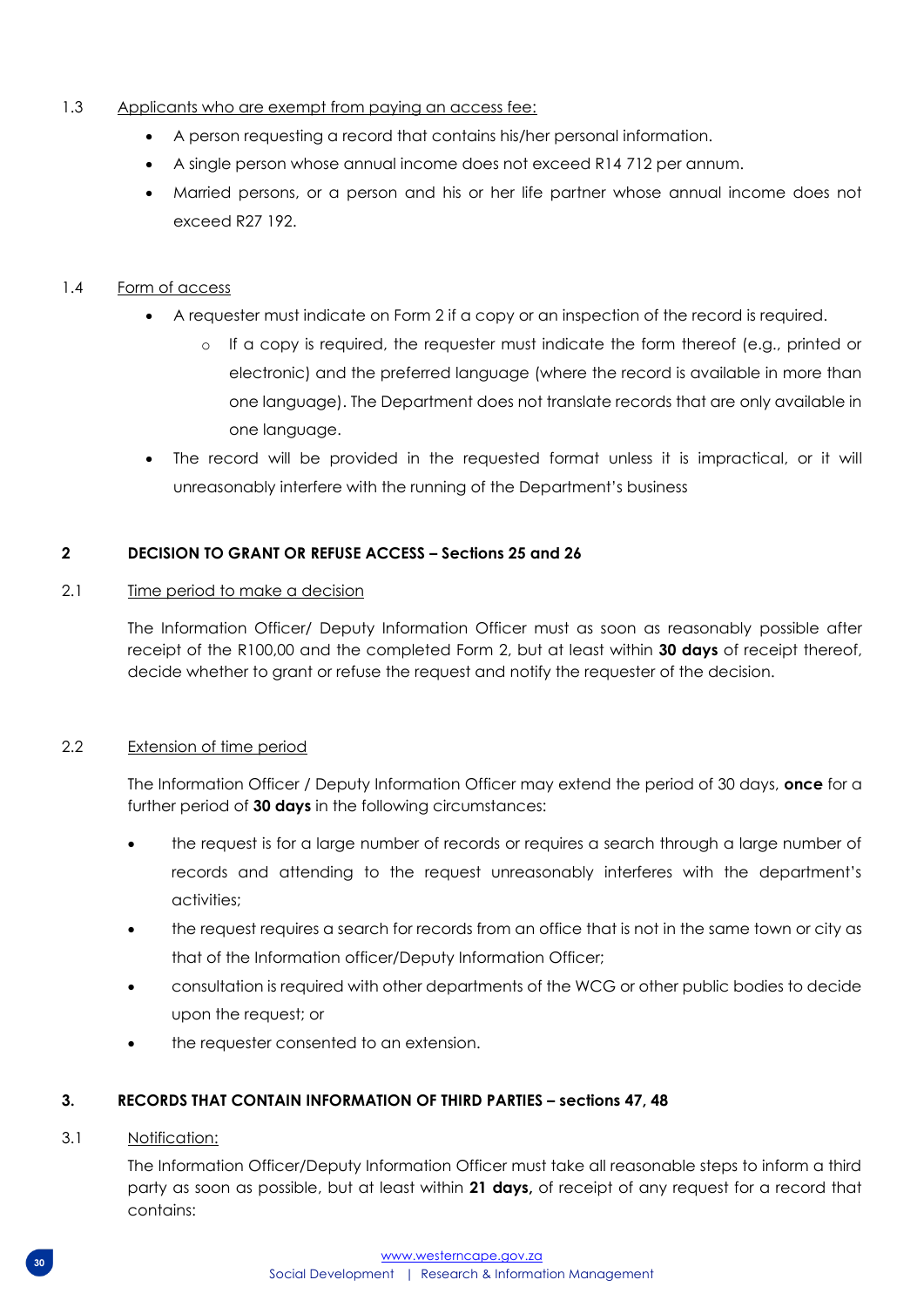1.3 Applicants who are exempt from paying an access fee:

- A person requesting a record that contains his/her personal information.
- A single person whose annual income does not exceed R14 712 per annum.
- Married persons, or a person and his or her life partner whose annual income does not exceed R27 192.

1.4 Form of access

- A requester must indicate on Form 2 if a copy or an inspection of the record is required.
  - If a copy is required, the requester must indicate the form thereof (e.g., printed or electronic) and the preferred language (where the record is available in more than one language). The Department does not translate records that are only available in one language.
- The record will be provided in the requested format unless it is impractical, or it will unreasonably interfere with the running of the Department's business

## 2 DECISION TO GRANT OR REFUSE ACCESS – Sections 25 and 26

2.1 Time period to make a decision

The Information Officer/ Deputy Information Officer must as soon as reasonably possible after receipt of the R100,00 and the completed Form 2, but at least within **30 days** of receipt thereof, decide whether to grant or refuse the request and notify the requester of the decision.

2.2 Extension of time period

The Information Officer / Deputy Information Officer may extend the period of 30 days, **once** for a further period of **30 days** in the following circumstances:

- the request is for a large number of records or requires a search through a large number of records and attending to the request unreasonably interferes with the department's activities;
- the request requires a search for records from an office that is not in the same town or city as that of the Information officer/Deputy Information Officer;
- consultation is required with other departments of the WCG or other public bodies to decide upon the request; or
- the requester consented to an extension.

## 3. RECORDS THAT CONTAIN INFORMATION OF THIRD PARTIES – sections 47, 48

3.1 Notification:

The Information Officer/Deputy Information Officer must take all reasonable steps to inform a third party as soon as possible, but at least within **21 days,** of receipt of any request for a record that contains: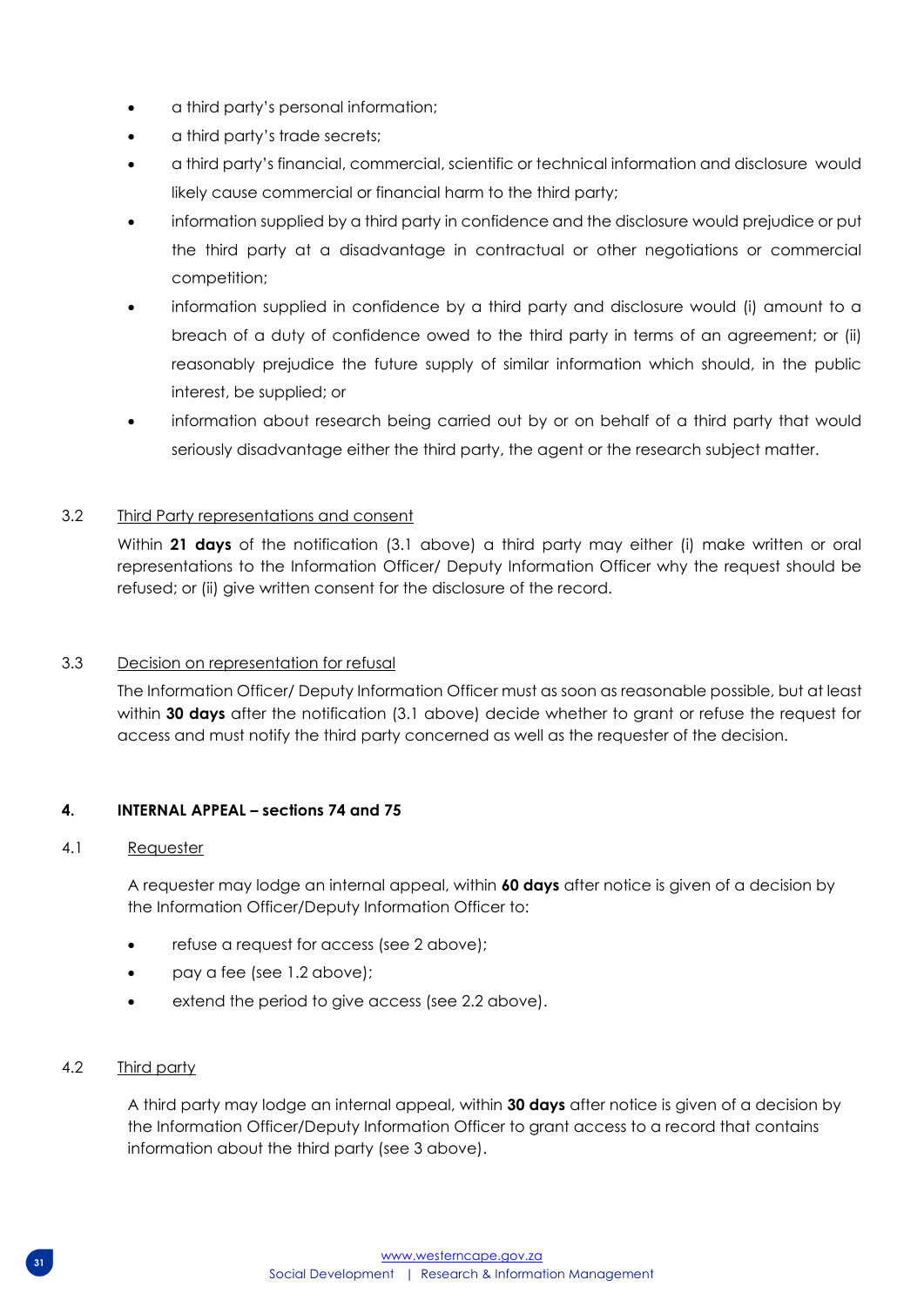- a third party's personal information;
- a third party's trade secrets;
- a third party's financial, commercial, scientific or technical information and disclosure would likely cause commercial or financial harm to the third party;
- information supplied by a third party in confidence and the disclosure would prejudice or put the third party at a disadvantage in contractual or other negotiations or commercial competition;
- information supplied in confidence by a third party and disclosure would (i) amount to a breach of a duty of confidence owed to the third party in terms of an agreement; or (ii) reasonably prejudice the future supply of similar information which should, in the public interest, be supplied; or
- information about research being carried out by or on behalf of a third party that would seriously disadvantage either the third party, the agent or the research subject matter.

3.2 Third Party representations and consent

Within **21 days** of the notification (3.1 above) a third party may either (i) make written or oral representations to the Information Officer/ Deputy Information Officer why the request should be refused; or (ii) give written consent for the disclosure of the record.

3.3 Decision on representation for refusal

The Information Officer/ Deputy Information Officer must as soon as reasonable possible, but at least within **30 days** after the notification (3.1 above) decide whether to grant or refuse the request for access and must notify the third party concerned as well as the requester of the decision.

**4. INTERNAL APPEAL – sections 74 and 75**

4.1 Requester

A requester may lodge an internal appeal, within **60 days** after notice is given of a decision by the Information Officer/Deputy Information Officer to:

- refuse a request for access (see 2 above);
- pay a fee (see 1.2 above);
- extend the period to give access (see 2.2 above).

4.2 Third party

A third party may lodge an internal appeal, within **30 days** after notice is given of a decision by the Information Officer/Deputy Information Officer to grant access to a record that contains information about the third party (see 3 above).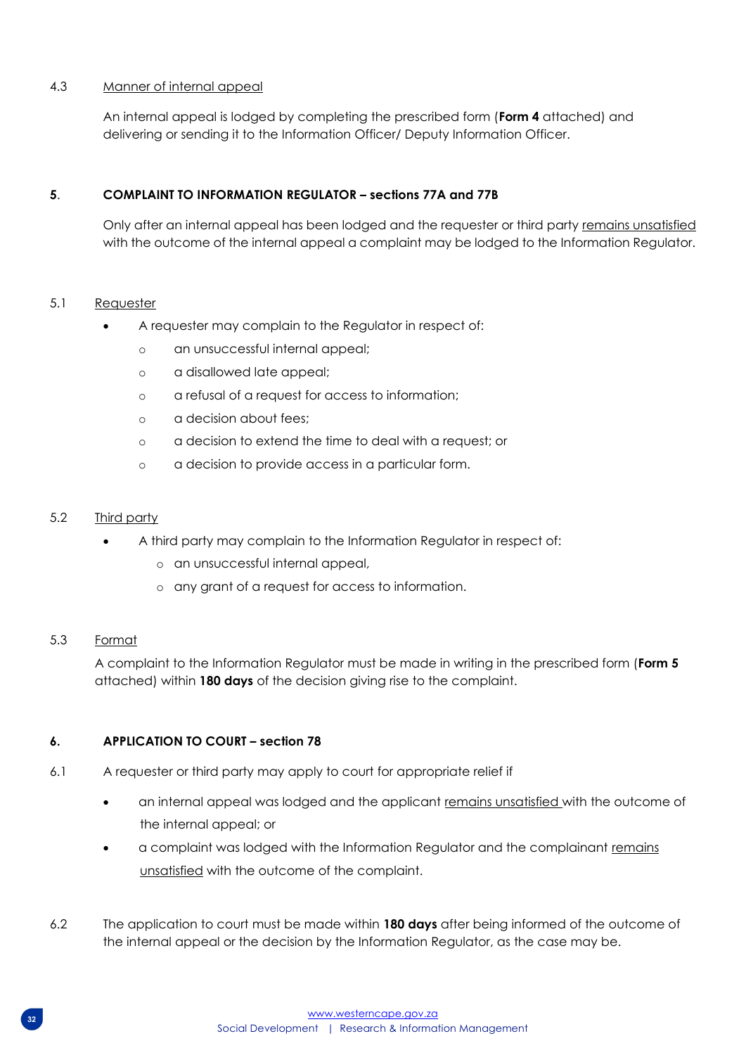4.3 Manner of internal appeal

An internal appeal is lodged by completing the prescribed form (**Form 4** attached) and delivering or sending it to the Information Officer/ Deputy Information Officer.

## 5. COMPLAINT TO INFORMATION REGULATOR – sections 77A and 77B

Only after an internal appeal has been lodged and the requester or third party remains unsatisfied with the outcome of the internal appeal a complaint may be lodged to the Information Regulator.

5.1 Requester

- A requester may complain to the Regulator in respect of:
  - an unsuccessful internal appeal;
  - a disallowed late appeal;
  - a refusal of a request for access to information;
  - a decision about fees;
  - a decision to extend the time to deal with a request; or
  - a decision to provide access in a particular form.

5.2 Third party

- A third party may complain to the Information Regulator in respect of:
  - an unsuccessful internal appeal,
  - any grant of a request for access to information.

5.3 Format

A complaint to the Information Regulator must be made in writing in the prescribed form (**Form 5** attached) within **180 days** of the decision giving rise to the complaint.

## 6. APPLICATION TO COURT – section 78

6.1 A requester or third party may apply to court for appropriate relief if

- an internal appeal was lodged and the applicant remains unsatisfied with the outcome of the internal appeal; or
- a complaint was lodged with the Information Regulator and the complainant remains unsatisfied with the outcome of the complaint.

6.2 The application to court must be made within **180 days** after being informed of the outcome of the internal appeal or the decision by the Information Regulator, as the case may be.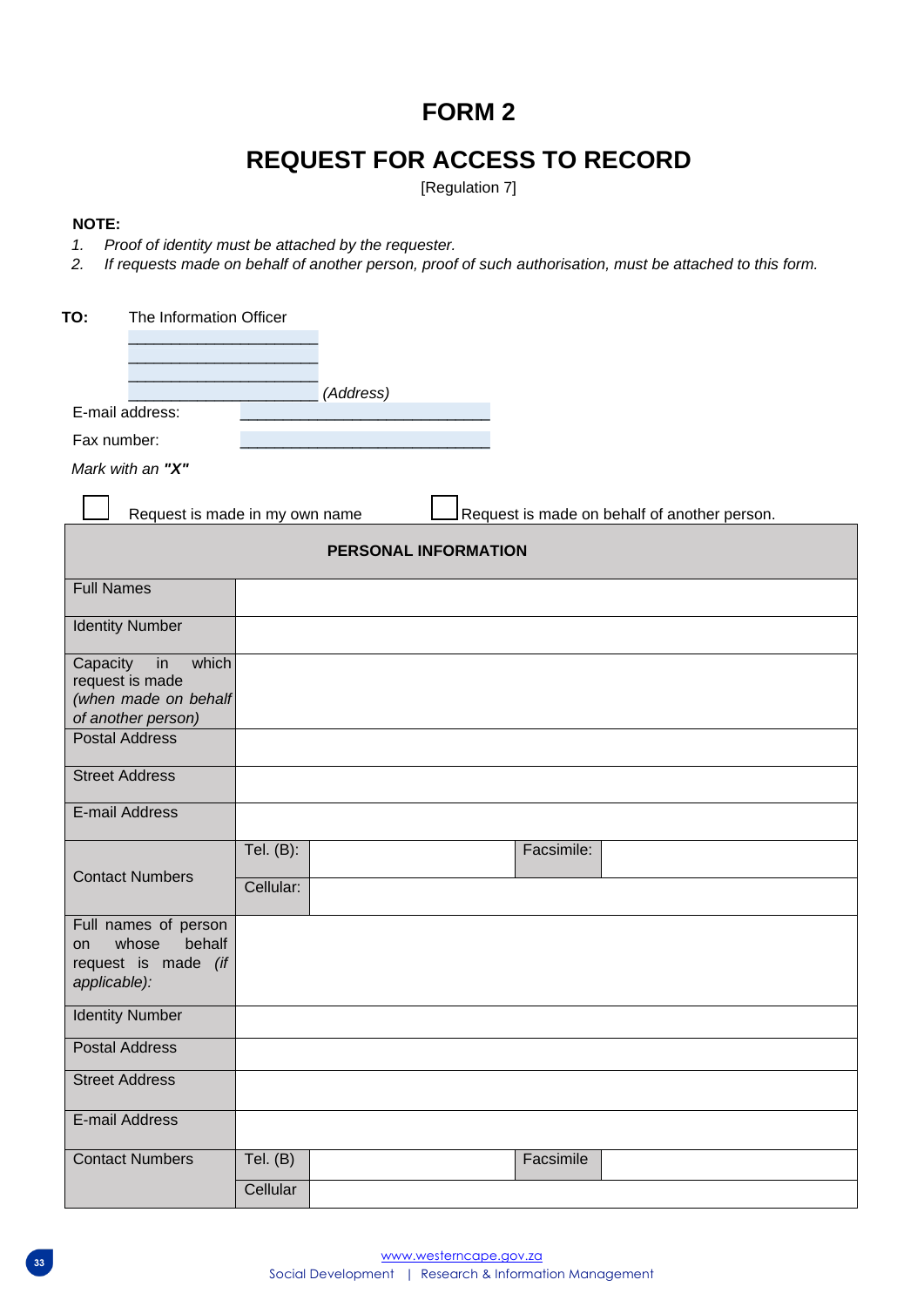# FORM 2

# REQUEST FOR ACCESS TO RECORD

[Regulation 7]

**NOTE:**

1. *Proof of identity must be attached by the requester.*
2. *If requests made on behalf of another person, proof of such authorisation, must be attached to this form.*

**TO:** The Information Officer

\_\_\_\_\_\_\_\_\_\_\_\_\_\_\_\_\_\_\_\_\_\_

\_\_\_\_\_\_\_\_\_\_\_\_\_\_\_\_\_\_\_\_\_\_

\_\_\_\_\_\_\_\_\_\_\_\_\_\_\_\_\_\_\_\_\_\_ *(Address)*

E-mail address: \_\_\_\_\_\_\_\_\_\_\_\_\_\_\_\_\_\_\_\_\_\_\_\_\_\_\_\_\_\_

Fax number: \_\_\_\_\_\_\_\_\_\_\_\_\_\_\_\_\_\_\_\_\_\_\_\_\_\_\_\_\_\_

*Mark with an* ***"X"***

☐ Request is made in my own name ☐ Request is made on behalf of another person.

| PERSONAL INFORMATION | | | | |
|---|---|---|---|---|
| Full Names | | | | |
| Identity Number | | | | |
| Capacity in which request is made *(when made on behalf of another person)* | | | | |
| Postal Address | | | | |
| Street Address | | | | |
| E-mail Address | | | | |
| Contact Numbers | Tel. (B): | | Facsimile: | |
| | Cellular: | | | |
| Full names of person on whose behalf request is made *(if applicable):* | | | | |
| Identity Number | | | | |
| Postal Address | | | | |
| Street Address | | | | |
| E-mail Address | | | | |
| Contact Numbers | Tel. (B) | | Facsimile | |
| | Cellular | | | |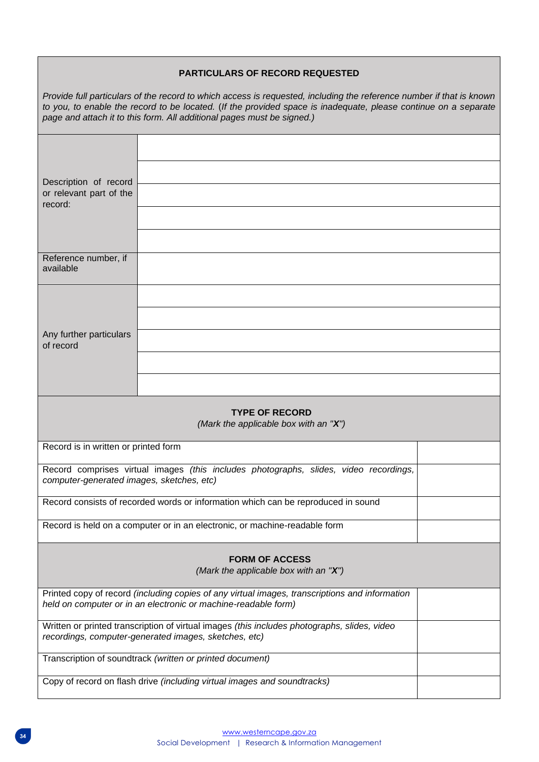**PARTICULARS OF RECORD REQUESTED**

*Provide full particulars of the record to which access is requested, including the reference number if that is known to you, to enable the record to be located.* (*If the provided space is inadequate, please continue on a separate page and attach it to this form. All additional pages must be signed.)*

| | |
|---|---|
| Description of record or relevant part of the record: | |
| Reference number, if available | |
| Any further particulars of record | |

**TYPE OF RECORD**

*(Mark the applicable box with an "**X**")*

| | |
|---|---|
| Record is in written or printed form | |
| Record comprises virtual images *(this includes photographs, slides, video recordings, computer-generated images, sketches, etc)* | |
| Record consists of recorded words or information which can be reproduced in sound | |
| Record is held on a computer or in an electronic, or machine-readable form | |

**FORM OF ACCESS**

*(Mark the applicable box with an "**X**")*

| | |
|---|---|
| Printed copy of record *(including copies of any virtual images, transcriptions and information held on computer or in an electronic or machine-readable form)* | |
| Written or printed transcription of virtual images *(this includes photographs, slides, video recordings, computer-generated images, sketches, etc)* | |
| Transcription of soundtrack *(written or printed document)* | |
| Copy of record on flash drive *(including virtual images and soundtracks)* | |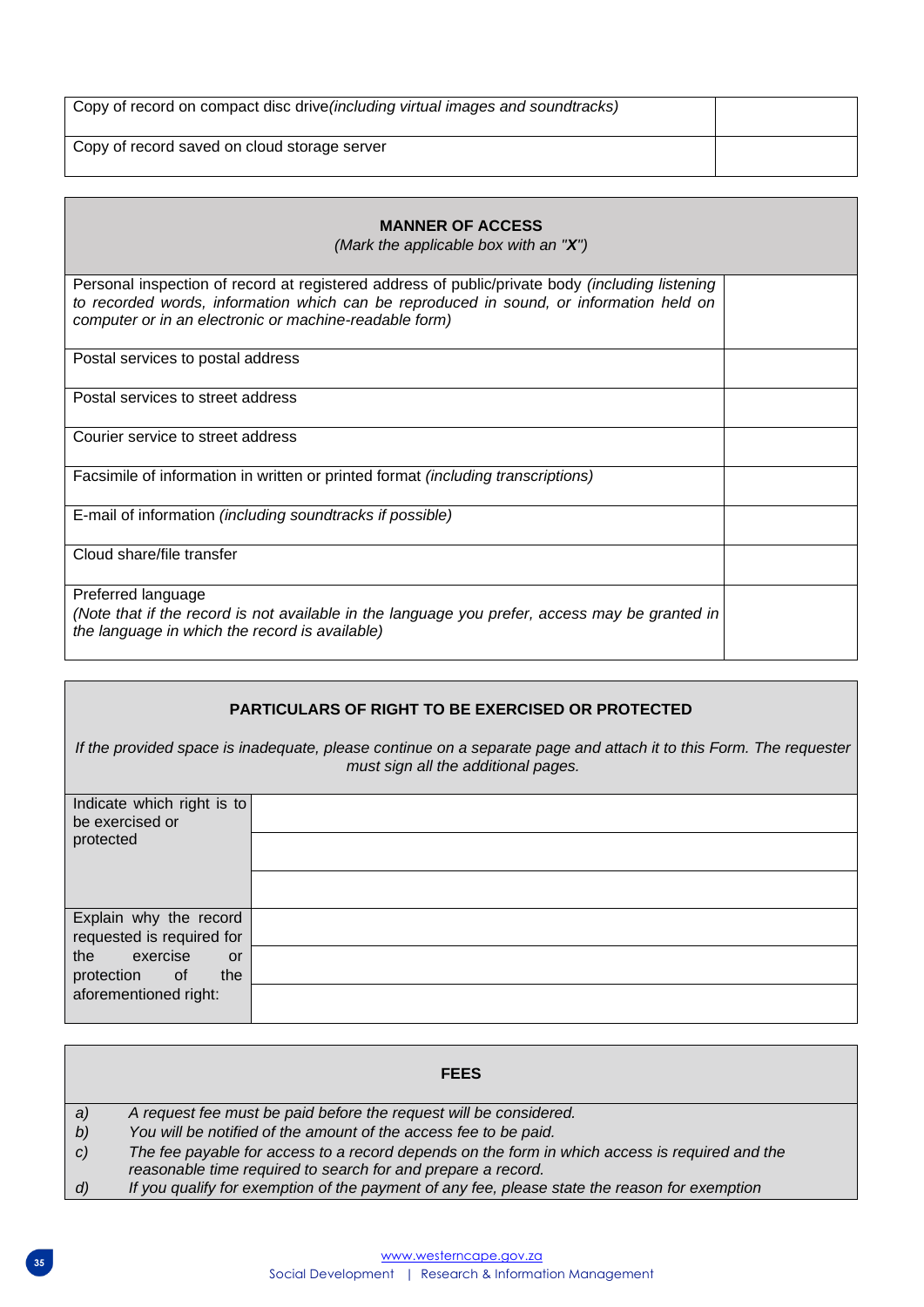| Copy of record on compact disc drive *(including virtual images and soundtracks)* | |
|---|---|
| Copy of record saved on cloud storage server | |

| **MANNER OF ACCESS**<br>*(Mark the applicable box with an "**X**")* | |
|---|---|
| Personal inspection of record at registered address of public/private body *(including listening to recorded words, information which can be reproduced in sound, or information held on computer or in an electronic or machine-readable form)* | |
| Postal services to postal address | |
| Postal services to street address | |
| Courier service to street address | |
| Facsimile of information in written or printed format *(including transcriptions)* | |
| E-mail of information *(including soundtracks if possible)* | |
| Cloud share/file transfer | |
| Preferred language<br>*(Note that if the record is not available in the language you prefer, access may be granted in the language in which the record is available)* | |

| **PARTICULARS OF RIGHT TO BE EXERCISED OR PROTECTED**<br>*If the provided space is inadequate, please continue on a separate page and attach it to this Form. The requester must sign all the additional pages.* | |
|---|---|
| Indicate which right is to be exercised or protected | |
| | |
| | |
| Explain why the record requested is required for the exercise or protection of the aforementioned right: | |
| | |
| | |

| **FEES** |
|---|
| *a) A request fee must be paid before the request will be considered.*<br>*b) You will be notified of the amount of the access fee to be paid.*<br>*c) The fee payable for access to a record depends on the form in which access is required and the reasonable time required to search for and prepare a record.*<br>*d) If you qualify for exemption of the payment of any fee, please state the reason for exemption* |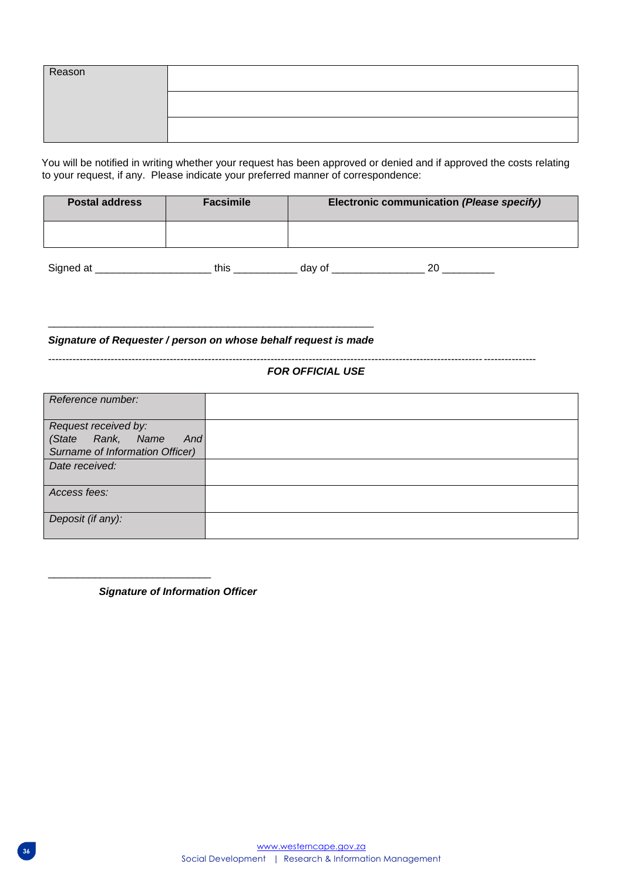| Reason | |
|---|---|
| | |
| | |

You will be notified in writing whether your request has been approved or denied and if approved the costs relating to your request, if any. Please indicate your preferred manner of correspondence:

| Postal address | Facsimile | Electronic communication *(Please specify)* |
|---|---|---|
| | | |

Signed at ____________________ this ___________ day of ________________ 20 _________

_________________________________________________________

***Signature of Requester / person on whose behalf request is made***

---

***FOR OFFICIAL USE***

| *Reference number:* | |
|---|---|
| *Request received by: (State Rank, Name And Surname of Information Officer)* | |
| *Date received:* | |
| *Access fees:* | |
| *Deposit (if any):* | |

____________________________

***Signature of Information Officer***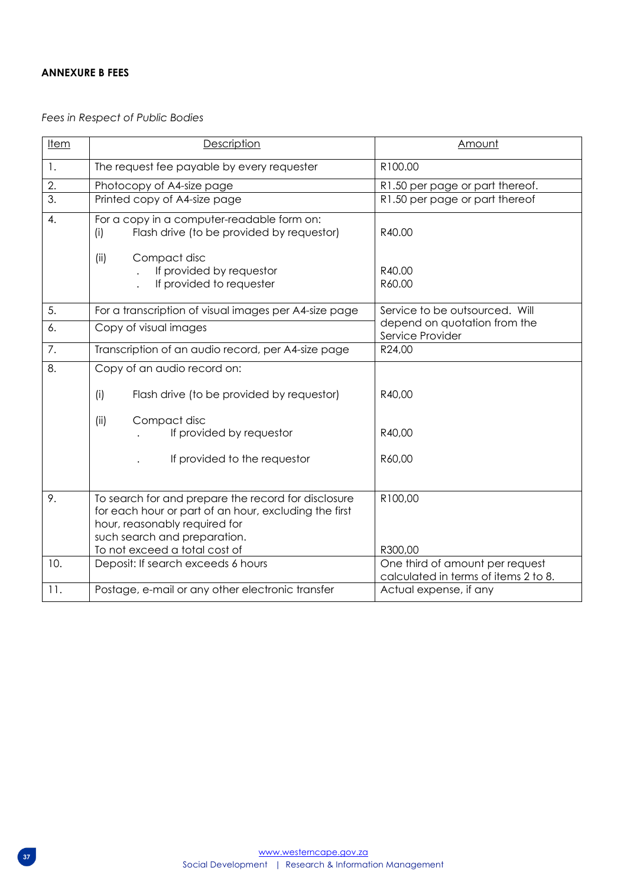**ANNEXURE B FEES**

*Fees in Respect of Public Bodies*

| Item | Description | Amount |
|---|---|---|
| 1. | The request fee payable by every requester | R100.00 |
| 2. | Photocopy of A4-size page | R1.50 per page or part thereof. |
| 3. | Printed copy of A4-size page | R1.50 per page or part thereof |
| 4. | For a copy in a computer-readable form on:<br>(i) Flash drive (to be provided by requestor)<br>(ii) Compact disc<br>. If provided by requestor<br>. If provided to requester | <br>R40.00<br><br>R40.00<br>R60.00 |
| 5. | For a transcription of visual images per A4-size page | Service to be outsourced. Will depend on quotation from the Service Provider |
| 6. | Copy of visual images | |
| 7. | Transcription of an audio record, per A4-size page | R24,00 |
| 8. | Copy of an audio record on:<br>(i) Flash drive (to be provided by requestor)<br>(ii) Compact disc<br>. If provided by requestor<br>. If provided to the requestor | <br>R40,00<br><br>R40,00<br>R60,00 |
| 9. | To search for and prepare the record for disclosure for each hour or part of an hour, excluding the first hour, reasonably required for such search and preparation.<br>To not exceed a total cost of | R100,00<br><br>R300,00 |
| 10. | Deposit: If search exceeds 6 hours | One third of amount per request calculated in terms of items 2 to 8. |
| 11. | Postage, e-mail or any other electronic transfer | Actual expense, if any |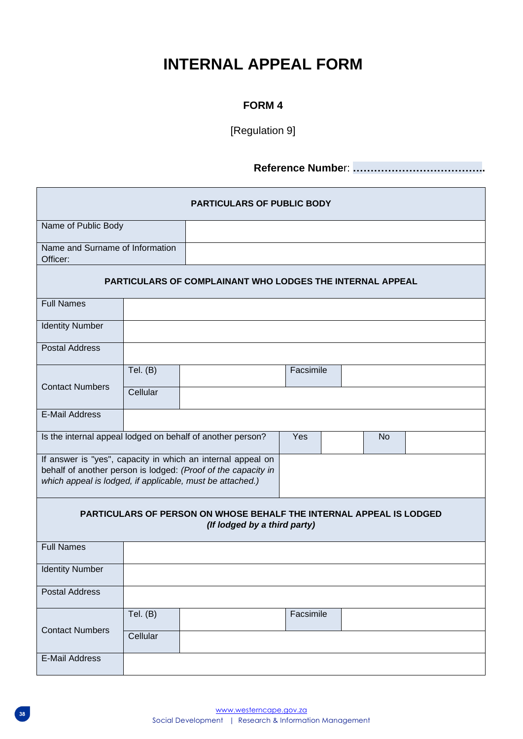# INTERNAL APPEAL FORM

**FORM 4**

[Regulation 9]

**Reference Number: ………………………………..**

| PARTICULARS OF PUBLIC BODY | | | | | |
|---|---|---|---|---|---|
| Name of Public Body | | | | | |
| Name and Surname of Information Officer: | | | | | |

| PARTICULARS OF COMPLAINANT WHO LODGES THE INTERNAL APPEAL | | | | | | |
|---|---|---|---|---|---|---|
| Full Names | | | | | | |
| Identity Number | | | | | | |
| Postal Address | | | | | | |
| Contact Numbers | Tel. (B) | | Facsimile | | | |
| | Cellular | | | | | |
| E-Mail Address | | | | | | |
| Is the internal appeal lodged on behalf of another person? | | | Yes | | No | |
| If answer is "yes", capacity in which an internal appeal on behalf of another person is lodged: *(Proof of the capacity in which appeal is lodged, if applicable, must be attached.)* | | | | | | |

| PARTICULARS OF PERSON ON WHOSE BEHALF THE INTERNAL APPEAL IS LODGED *(If lodged by a third party)* | | | | |
|---|---|---|---|---|
| Full Names | | | | |
| Identity Number | | | | |
| Postal Address | | | | |
| Contact Numbers | Tel. (B) | | Facsimile | |
| | Cellular | | | |
| E-Mail Address | | | | |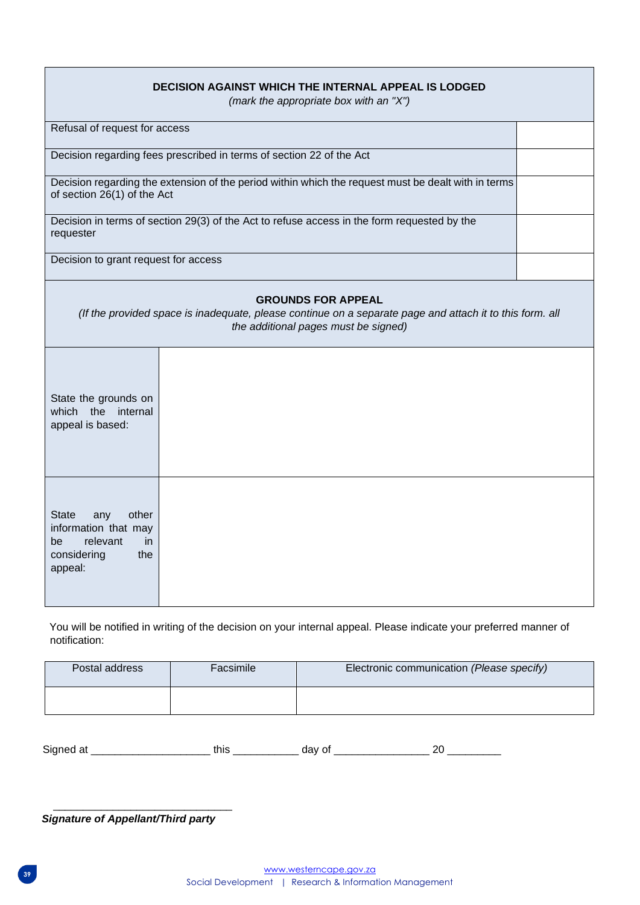| **DECISION AGAINST WHICH THE INTERNAL APPEAL IS LODGED** *(mark the appropriate box with an "X")* | |
|---|---|
| Refusal of request for access | |
| Decision regarding fees prescribed in terms of section 22 of the Act | |
| Decision regarding the extension of the period within which the request must be dealt with in terms of section 26(1) of the Act | |
| Decision in terms of section 29(3) of the Act to refuse access in the form requested by the requester | |
| Decision to grant request for access | |

| **GROUNDS FOR APPEAL** *(If the provided space is inadequate, please continue on a separate page and attach it to this form. all the additional pages must be signed)* | |
|---|---|
| State the grounds on which the internal appeal is based: | |
| State any other information that may be relevant in considering the appeal: | |

You will be notified in writing of the decision on your internal appeal. Please indicate your preferred manner of notification:

| Postal address | Facsimile | Electronic communication *(Please specify)* |
|---|---|---|
| | | |

Signed at ____________________ this ___________ day of ________________ 20 _________

______________________________

***Signature of Appellant/Third party***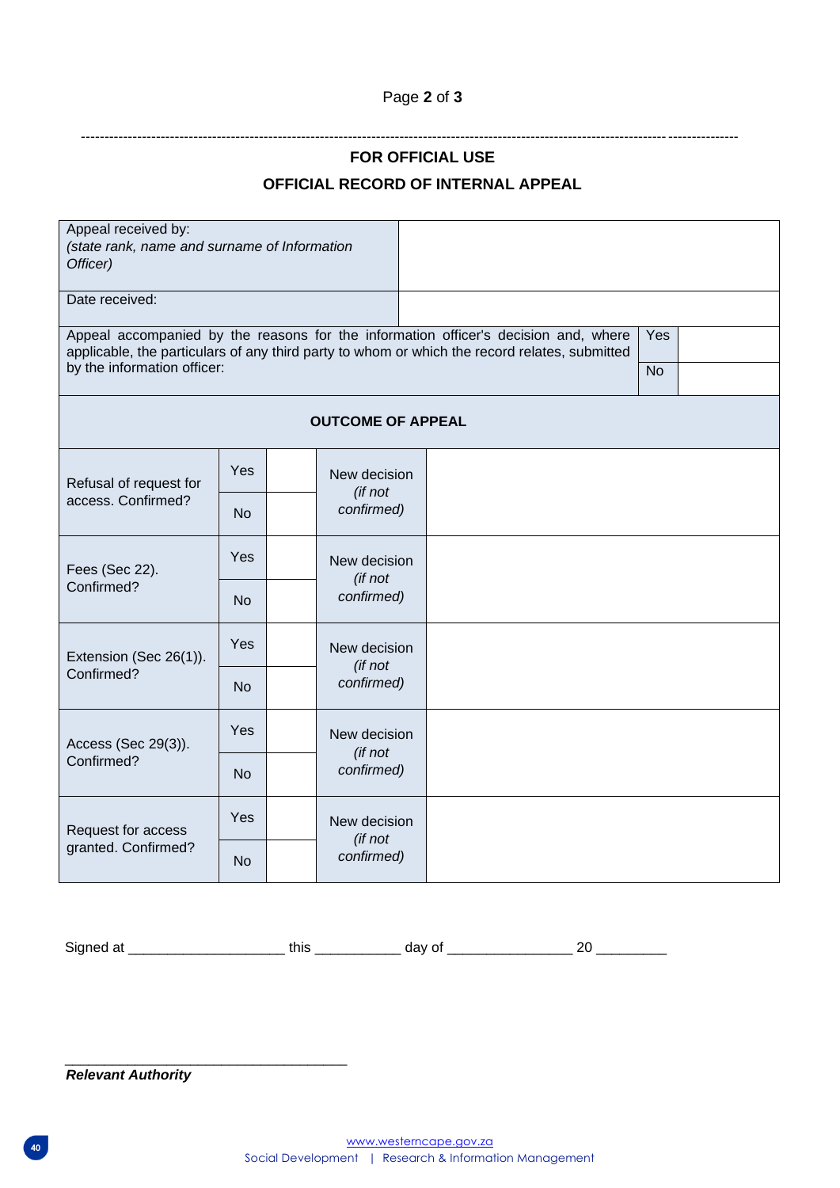## FOR OFFICIAL USE

## OFFICIAL RECORD OF INTERNAL APPEAL

| Appeal received by: *(state rank, name and surname of Information Officer)* | | | |
|---|---|---|---|
| Date received: | | | |
| Appeal accompanied by the reasons for the information officer's decision and, where applicable, the particulars of any third party to whom or which the record relates, submitted by the information officer: | | Yes | |
| | | No | |

| OUTCOME OF APPEAL | | | | |
|---|---|---|---|---|
| Refusal of request for access. Confirmed? | Yes | | New decision *(if not confirmed)* | |
| | No | | | |
| Fees (Sec 22). Confirmed? | Yes | | New decision *(if not confirmed)* | |
| | No | | | |
| Extension (Sec 26(1)). Confirmed? | Yes | | New decision *(if not confirmed)* | |
| | No | | | |
| Access (Sec 29(3)). Confirmed? | Yes | | New decision *(if not confirmed)* | |
| | No | | | |
| Request for access granted. Confirmed? | Yes | | New decision *(if not confirmed)* | |
| | No | | | |

Signed at ____________________ this ___________ day of ________________ 20 _________

____________________________________

***Relevant Authority***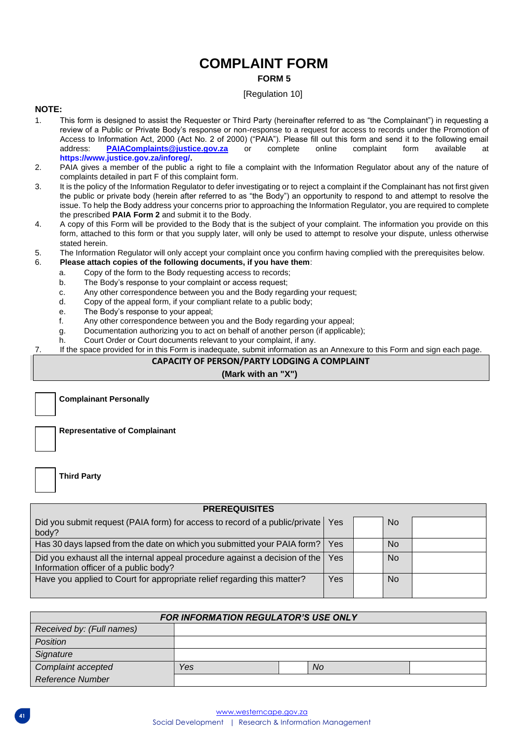# COMPLAINT FORM

**FORM 5**

[Regulation 10]

**NOTE:**

1. This form is designed to assist the Requester or Third Party (hereinafter referred to as "the Complainant") in requesting a review of a Public or Private Body's response or non-response to a request for access to records under the Promotion of Access to Information Act, 2000 (Act No. 2 of 2000) ("PAIA"). Please fill out this form and send it to the following email address: **PAIAComplaints@justice.gov.za** or complete online complaint form available at **https://www.justice.gov.za/inforeg/.**
2. PAIA gives a member of the public a right to file a complaint with the Information Regulator about any of the nature of complaints detailed in part F of this complaint form.
3. It is the policy of the Information Regulator to defer investigating or to reject a complaint if the Complainant has not first given the public or private body (herein after referred to as "the Body") an opportunity to respond to and attempt to resolve the issue. To help the Body address your concerns prior to approaching the Information Regulator, you are required to complete the prescribed **PAIA Form 2** and submit it to the Body.
4. A copy of this Form will be provided to the Body that is the subject of your complaint. The information you provide on this form, attached to this form or that you supply later, will only be used to attempt to resolve your dispute, unless otherwise stated herein.
5. The Information Regulator will only accept your complaint once you confirm having complied with the prerequisites below.
6. **Please attach copies of the following documents, if you have them**:
   a. Copy of the form to the Body requesting access to records;
   b. The Body's response to your complaint or access request;
   c. Any other correspondence between you and the Body regarding your request;
   d. Copy of the appeal form, if your compliant relate to a public body;
   e. The Body's response to your appeal;
   f. Any other correspondence between you and the Body regarding your appeal;
   g. Documentation authorizing you to act on behalf of another person (if applicable);
   h. Court Order or Court documents relevant to your complaint, if any.
7. If the space provided for in this Form is inadequate, submit information as an Annexure to this Form and sign each page.

**CAPACITY OF PERSON/PARTY LODGING A COMPLAINT**
**(Mark with an "X")**

☐ **Complainant Personally**

☐ **Representative of Complainant**

☐ **Third Party**

| **PREREQUISITES** | | | | |
|---|---|---|---|---|
| Did you submit request (PAIA form) for access to record of a public/private body? | Yes | | No | |
| Has 30 days lapsed from the date on which you submitted your PAIA form? | Yes | | No | |
| Did you exhaust all the internal appeal procedure against a decision of the Information officer of a public body? | Yes | | No | |
| Have you applied to Court for appropriate relief regarding this matter? | Yes | | No | |

| ***FOR INFORMATION REGULATOR'S USE ONLY*** | | | | |
|---|---|---|---|---|
| *Received by: (Full names)* | | | | |
| *Position* | | | | |
| *Signature* | | | | |
| *Complaint accepted* | *Yes* | | *No* | |
| *Reference Number* | | | | |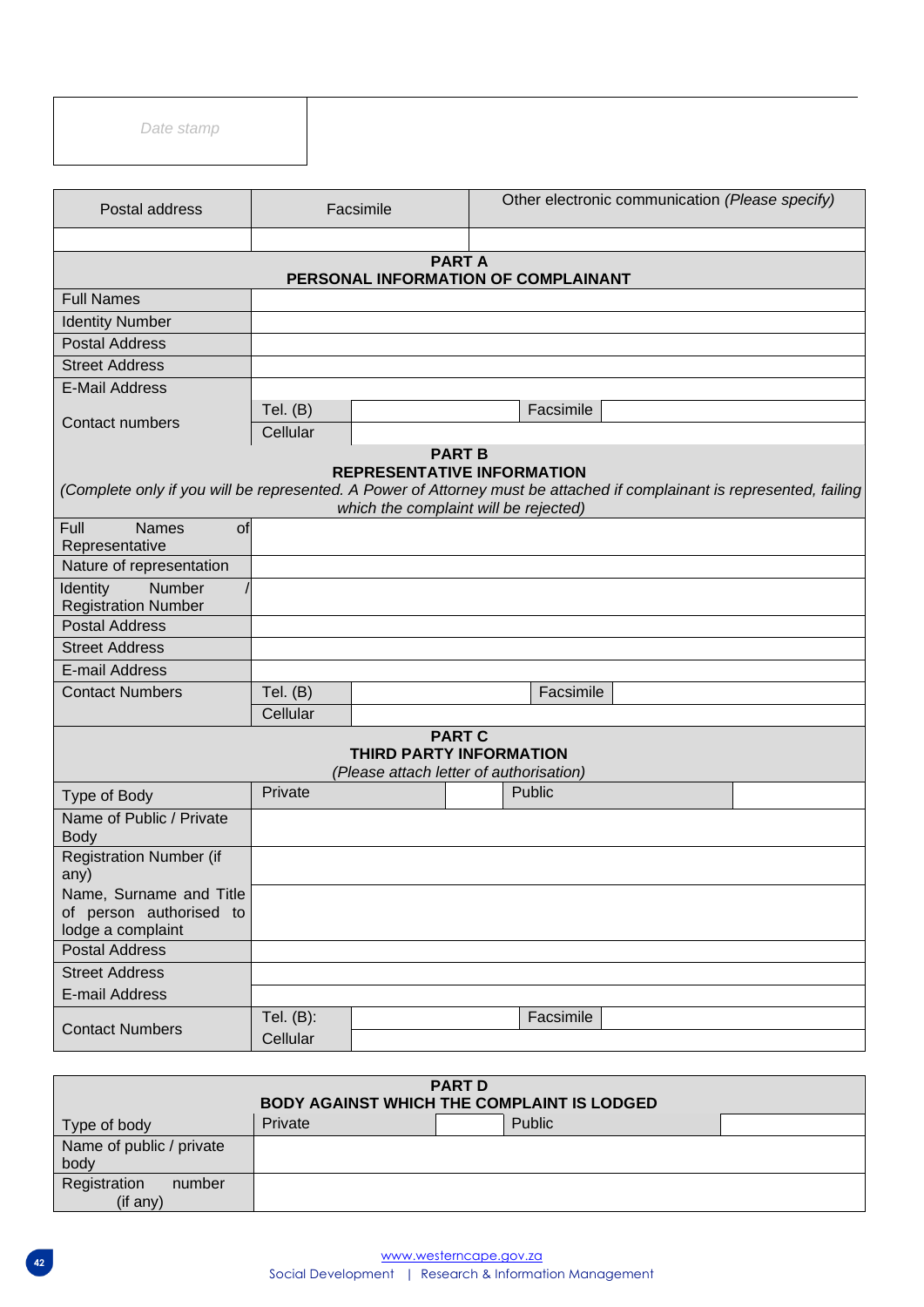| Date stamp |
|---|

| Postal address | Facsimile | Other electronic communication *(Please specify)* |
|---|---|---|
| | | |

| **PART A**<br>**PERSONAL INFORMATION OF COMPLAINANT** | | | |
|---|---|---|---|
| Full Names | | | |
| Identity Number | | | |
| Postal Address | | | |
| Street Address | | | |
| E-Mail Address | | | |
| Contact numbers | Tel. (B) | | Facsimile |
| | Cellular | | |

| **PART B**<br>**REPRESENTATIVE INFORMATION**<br>*(Complete only if you will be represented. A Power of Attorney must be attached if complainant is represented, failing which the complaint will be rejected)* | | | |
|---|---|---|---|
| Full Names of Representative | | | |
| Nature of representation | | | |
| Identity Number / Registration Number | | | |
| Postal Address | | | |
| Street Address | | | |
| E-mail Address | | | |
| Contact Numbers | Tel. (B) | | Facsimile |
| | Cellular | | |

| **PART C**<br>**THIRD PARTY INFORMATION**<br>*(Please attach letter of authorisation)* | | | | |
|---|---|---|---|---|
| Type of Body | Private | | Public | |
| Name of Public / Private Body | | | | |
| Registration Number (if any) | | | | |
| Name, Surname and Title of person authorised to lodge a complaint | | | | |
| Postal Address | | | | |
| Street Address | | | | |
| E-mail Address | | | | |
| Contact Numbers | Tel. (B): | | Facsimile | |
| | Cellular | | | |

| **PART D**<br>**BODY AGAINST WHICH THE COMPLAINT IS LODGED** | | | | |
|---|---|---|---|---|
| Type of body | Private | | Public | |
| Name of public / private body | | | | |
| Registration number (if any) | | | | |

www.westerncape.gov.za
Social Development | Research & Information Management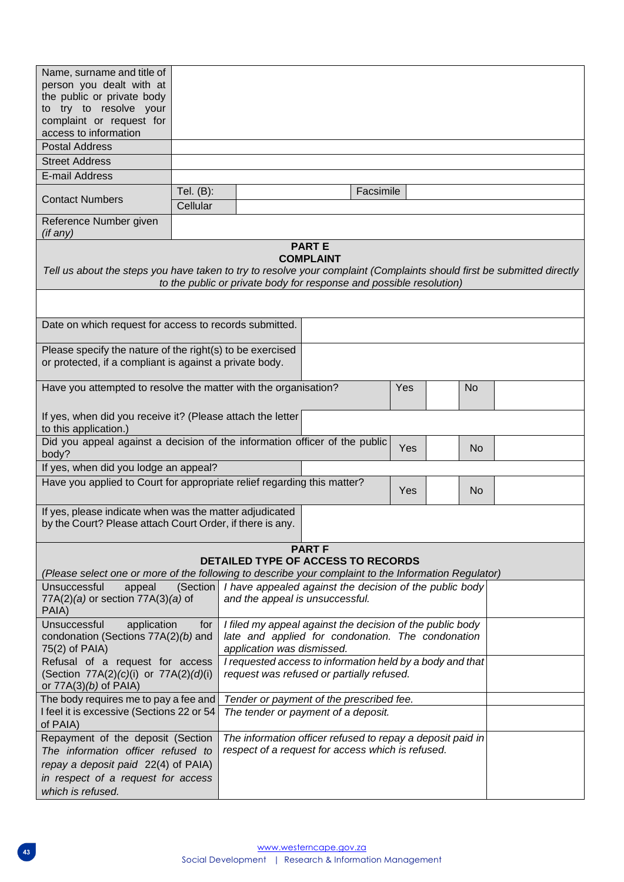| | | | | |
|---|---|---|---|---|
| Name, surname and title of person you dealt with at the public or private body to try to resolve your complaint or request for access to information | | | | |
| Postal Address | | | | |
| Street Address | | | | |
| E-mail Address | | | | |
| Contact Numbers | Tel. (B): | | Facsimile | |
| | Cellular | | | |
| Reference Number given *(if any)* | | | | |

**PART E**
**COMPLAINT**

*Tell us about the steps you have taken to try to resolve your complaint (Complaints should first be submitted directly to the public or private body for response and possible resolution)*

| | | | | | |
|---|---|---|---|---|---|
| Date on which request for access to records submitted. | | | | | |
| Please specify the nature of the right(s) to be exercised or protected, if a compliant is against a private body. | | | | | |
| Have you attempted to resolve the matter with the organisation? | | Yes | | No | |
| If yes, when did you receive it? (Please attach the letter to this application.) | | | | | |
| Did you appeal against a decision of the information officer of the public body? | | Yes | | No | |
| If yes, when did you lodge an appeal? | | | | | |
| Have you applied to Court for appropriate relief regarding this matter? | | Yes | | No | |
| If yes, please indicate when was the matter adjudicated by the Court? Please attach Court Order, if there is any. | | | | | |

**PART F**
**DETAILED TYPE OF ACCESS TO RECORDS**

*(Please select one or more of the following to describe your complaint to the Information Regulator)*

| | | |
|---|---|---|
| Unsuccessful appeal (Section 77A(2)*(a)* or section 77A(3)*(a)* of PAIA) | *I have appealed against the decision of the public body and the appeal is unsuccessful.* | |
| Unsuccessful application for condonation (Sections 77A(2)*(b)* and 75(2) of PAIA) | *I filed my appeal against the decision of the public body late and applied for condonation. The condonation application was dismissed.* | |
| Refusal of a request for access (Section 77A(2)*(c)*(i) or 77A(2)*(d)*(i) or 77A(3)*(b)* of PAIA) | *I requested access to information held by a body and that request was refused or partially refused.* | |
| The body requires me to pay a fee and I feel it is excessive (Sections 22 or 54 of PAIA) | *Tender or payment of the prescribed fee.* | |
| | *The tender or payment of a deposit.* | |
| Repayment of the deposit (Section *The information officer refused to repay a deposit paid* 22(4) of PAIA) *in respect of a request for access which is refused.* | *The information officer refused to repay a deposit paid in respect of a request for access which is refused.* | |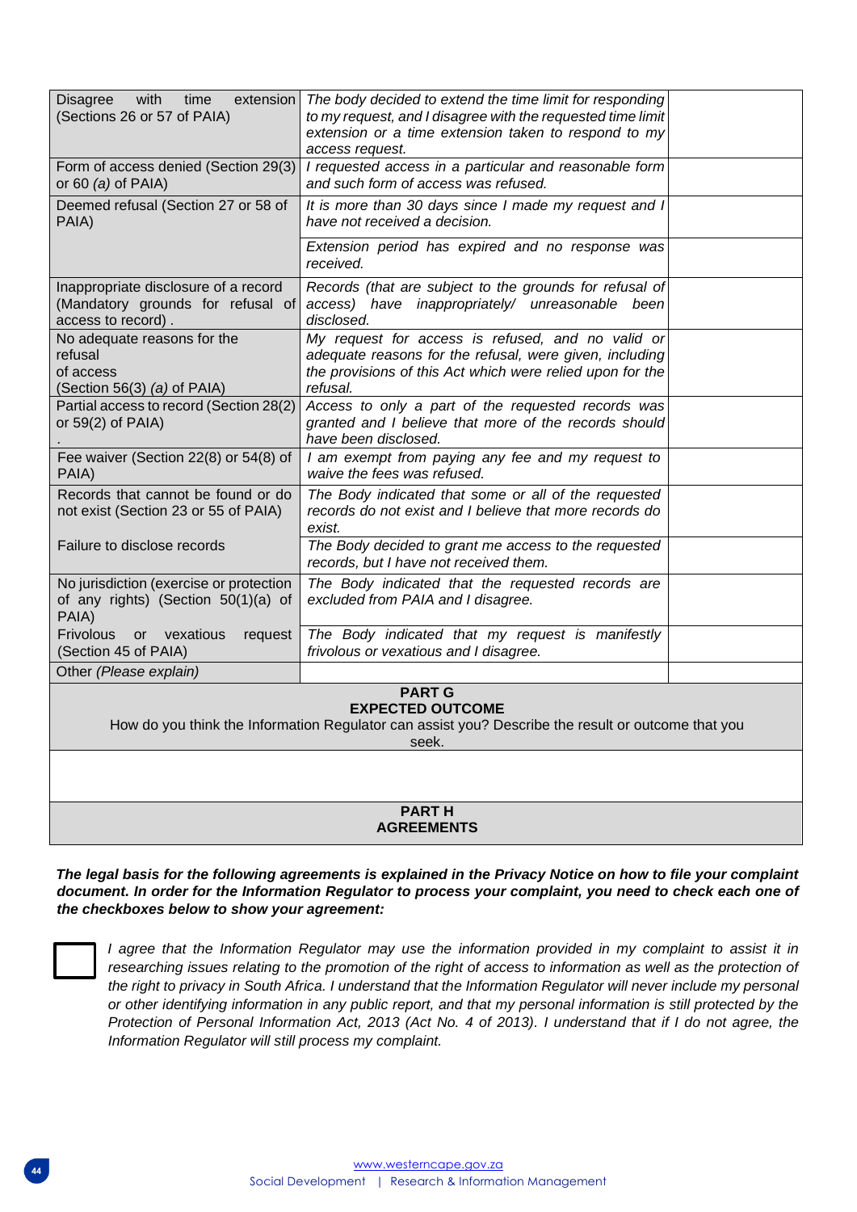| | | |
|---|---|---|
| Disagree with time extension (Sections 26 or 57 of PAIA) | *The body decided to extend the time limit for responding to my request, and I disagree with the requested time limit extension or a time extension taken to respond to my access request.* | |
| Form of access denied (Section 29(3) or 60 *(a)* of PAIA) | *I requested access in a particular and reasonable form and such form of access was refused.* | |
| Deemed refusal (Section 27 or 58 of PAIA) | *It is more than 30 days since I made my request and I have not received a decision.* | |
| | *Extension period has expired and no response was received.* | |
| Inappropriate disclosure of a record (Mandatory grounds for refusal of access to record) . | *Records (that are subject to the grounds for refusal of access) have inappropriately/ unreasonable been disclosed.* | |
| No adequate reasons for the refusal of access (Section 56(3) *(a)* of PAIA) | *My request for access is refused, and no valid or adequate reasons for the refusal, were given, including the provisions of this Act which were relied upon for the refusal.* | |
| Partial access to record (Section 28(2) or 59(2) of PAIA) . | *Access to only a part of the requested records was granted and I believe that more of the records should have been disclosed.* | |
| Fee waiver (Section 22(8) or 54(8) of PAIA) | *I am exempt from paying any fee and my request to waive the fees was refused.* | |
| Records that cannot be found or do not exist (Section 23 or 55 of PAIA) | *The Body indicated that some or all of the requested records do not exist and I believe that more records do exist.* | |
| Failure to disclose records | *The Body decided to grant me access to the requested records, but I have not received them.* | |
| No jurisdiction (exercise or protection of any rights) (Section 50(1)(a) of PAIA) | *The Body indicated that the requested records are excluded from PAIA and I disagree.* | |
| Frivolous or vexatious request (Section 45 of PAIA) | *The Body indicated that my request is manifestly frivolous or vexatious and I disagree.* | |
| Other *(Please explain)* | | |

**PART G**
**EXPECTED OUTCOME**

How do you think the Information Regulator can assist you? Describe the result or outcome that you seek.

**PART H**
**AGREEMENTS**

***The legal basis for the following agreements is explained in the Privacy Notice on how to file your complaint document. In order for the Information Regulator to process your complaint, you need to check each one of the checkboxes below to show your agreement:***

☐ *I agree that the Information Regulator may use the information provided in my complaint to assist it in researching issues relating to the promotion of the right of access to information as well as the protection of the right to privacy in South Africa. I understand that the Information Regulator will never include my personal or other identifying information in any public report, and that my personal information is still protected by the Protection of Personal Information Act, 2013 (Act No. 4 of 2013). I understand that if I do not agree, the Information Regulator will still process my complaint.*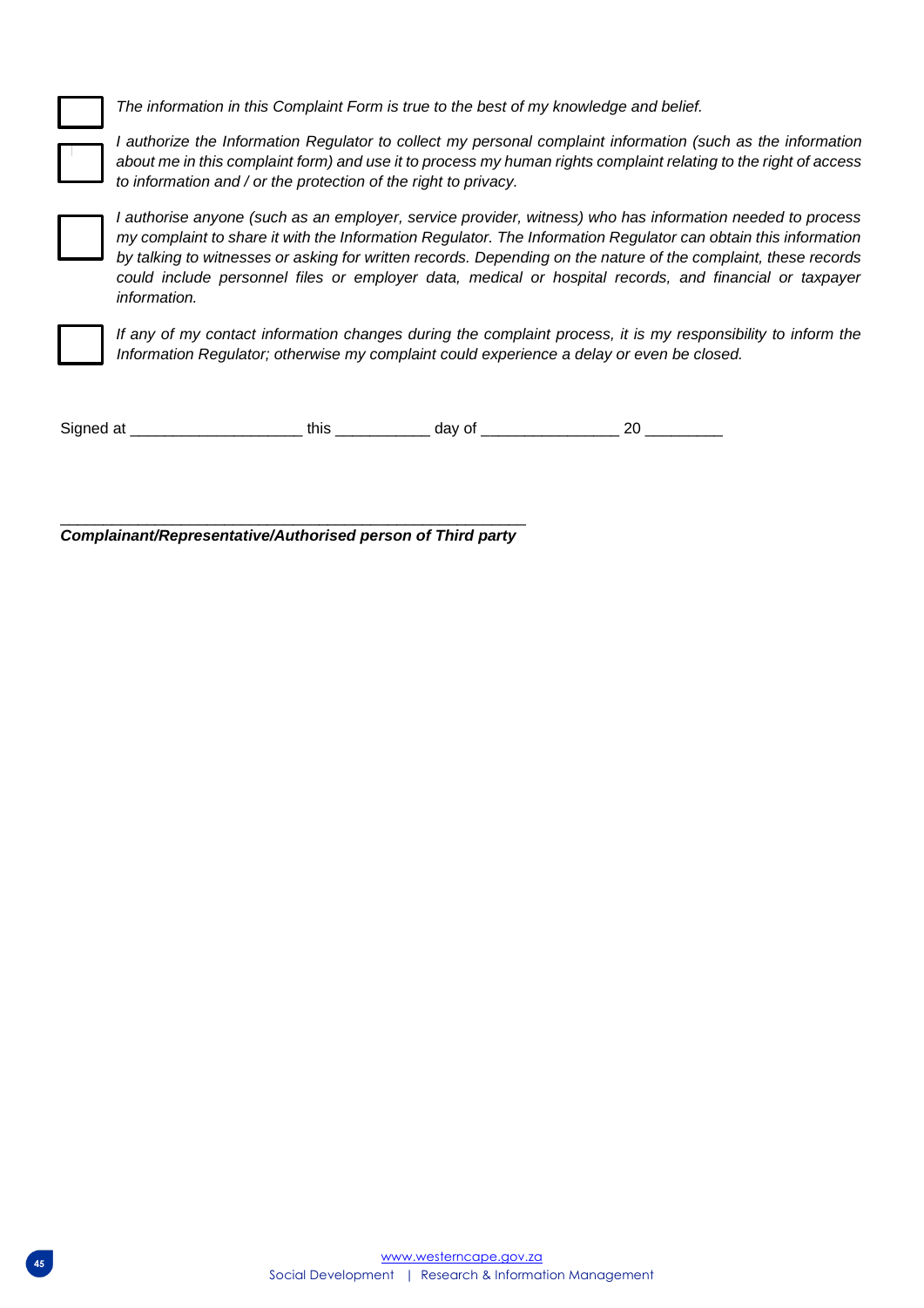☐ *The information in this Complaint Form is true to the best of my knowledge and belief.*

☐ *I authorize the Information Regulator to collect my personal complaint information (such as the information about me in this complaint form) and use it to process my human rights complaint relating to the right of access to information and / or the protection of the right to privacy.*

☐ *I authorise anyone (such as an employer, service provider, witness) who has information needed to process my complaint to share it with the Information Regulator. The Information Regulator can obtain this information by talking to witnesses or asking for written records. Depending on the nature of the complaint, these records could include personnel files or employer data, medical or hospital records, and financial or taxpayer information.*

☐ *If any of my contact information changes during the complaint process, it is my responsibility to inform the Information Regulator; otherwise my complaint could experience a delay or even be closed.*

Signed at ____________________ this ___________ day of ________________ 20 _________

_______________________________________________________

***Complainant/Representative/Authorised person of Third party***